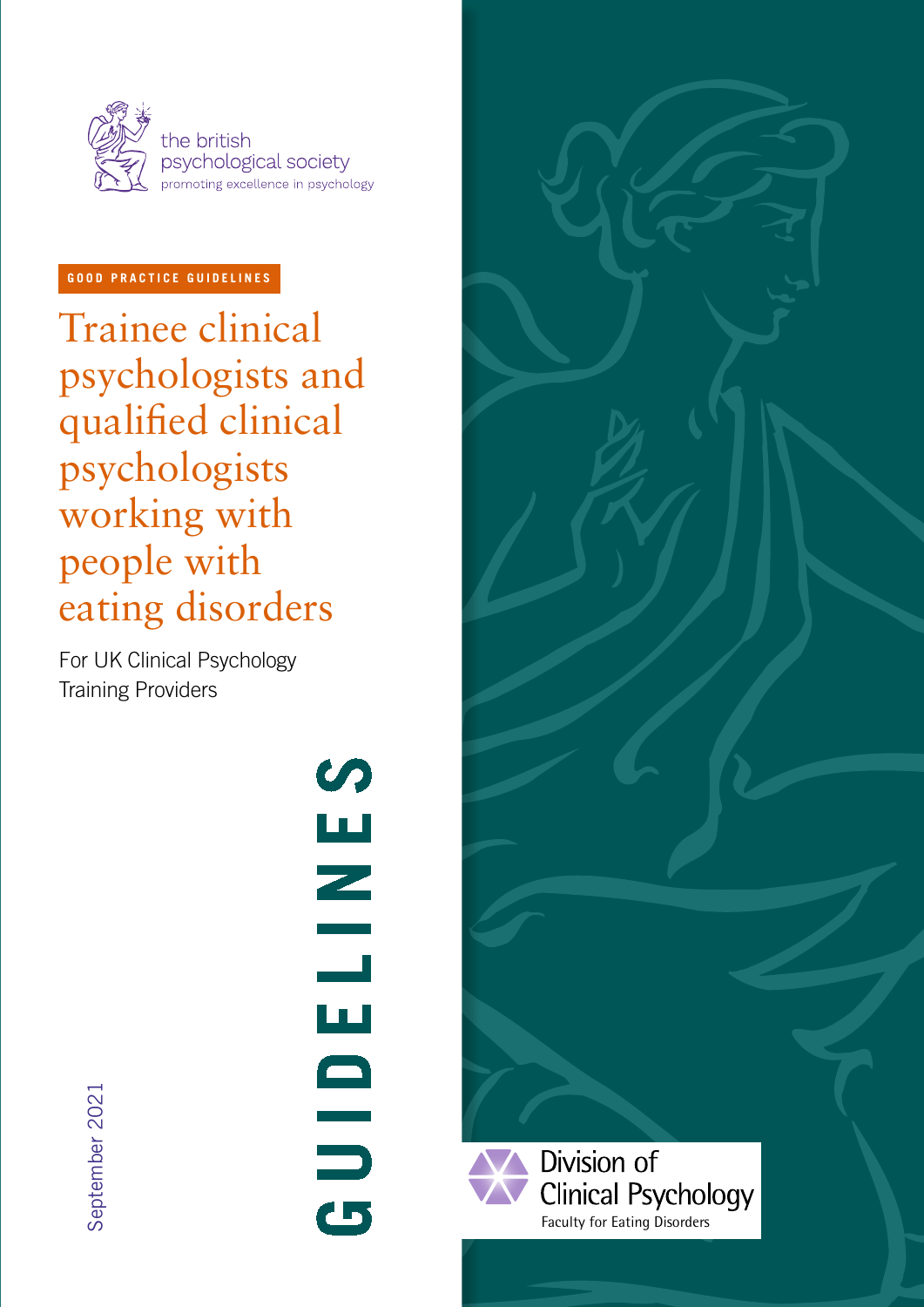the british psychological society
promoting excellence in psychology

GOOD PRACTICE GUIDELINES

# Trainee clinical psychologists and qualified clinical psychologists working with people with eating disorders

For UK Clinical Psychology Training Providers

GUIDELINES

September 2021

Division of Clinical Psychology
Faculty for Eating Disorders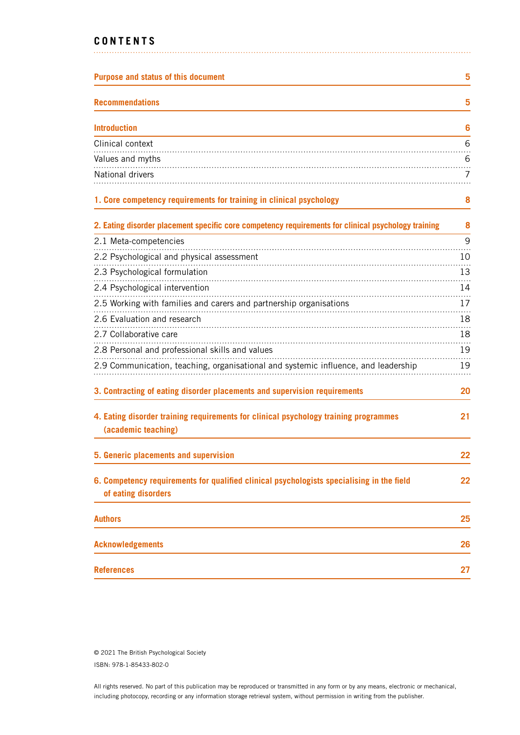# CONTENTS

| | |
|---|---|
| **Purpose and status of this document** | **5** |
| **Recommendations** | **5** |
| **Introduction** | **6** |
| Clinical context | 6 |
| Values and myths | 6 |
| National drivers | 7 |
| **1. Core competency requirements for training in clinical psychology** | **8** |
| **2. Eating disorder placement specific core competency requirements for clinical psychology training** | **8** |
| 2.1 Meta-competencies | 9 |
| 2.2 Psychological and physical assessment | 10 |
| 2.3 Psychological formulation | 13 |
| 2.4 Psychological intervention | 14 |
| 2.5 Working with families and carers and partnership organisations | 17 |
| 2.6 Evaluation and research | 18 |
| 2.7 Collaborative care | 18 |
| 2.8 Personal and professional skills and values | 19 |
| 2.9 Communication, teaching, organisational and systemic influence, and leadership | 19 |
| **3. Contracting of eating disorder placements and supervision requirements** | **20** |
| **4. Eating disorder training requirements for clinical psychology training programmes (academic teaching)** | **21** |
| **5. Generic placements and supervision** | **22** |
| **6. Competency requirements for qualified clinical psychologists specialising in the field of eating disorders** | **22** |
| **Authors** | **25** |
| **Acknowledgements** | **26** |
| **References** | **27** |

© 2021 The British Psychological Society

ISBN: 978-1-85433-802-0

All rights reserved. No part of this publication may be reproduced or transmitted in any form or by any means, electronic or mechanical, including photocopy, recording or any information storage retrieval system, without permission in writing from the publisher.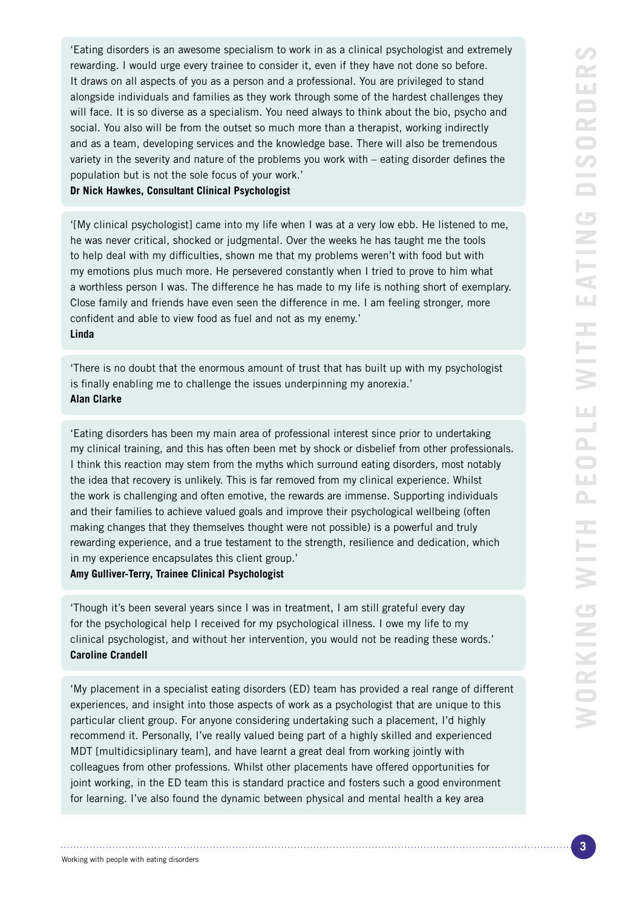'Eating disorders is an awesome specialism to work in as a clinical psychologist and extremely rewarding. I would urge every trainee to consider it, even if they have not done so before. It draws on all aspects of you as a person and a professional. You are privileged to stand alongside individuals and families as they work through some of the hardest challenges they will face. It is so diverse as a specialism. You need always to think about the bio, psycho and social. You also will be from the outset so much more than a therapist, working indirectly and as a team, developing services and the knowledge base. There will also be tremendous variety in the severity and nature of the problems you work with – eating disorder defines the population but is not the sole focus of your work.'
**Dr Nick Hawkes, Consultant Clinical Psychologist**

'[My clinical psychologist] came into my life when I was at a very low ebb. He listened to me, he was never critical, shocked or judgmental. Over the weeks he has taught me the tools to help deal with my difficulties, shown me that my problems weren't with food but with my emotions plus much more. He persevered constantly when I tried to prove to him what a worthless person I was. The difference he has made to my life is nothing short of exemplary. Close family and friends have even seen the difference in me. I am feeling stronger, more confident and able to view food as fuel and not as my enemy.'
**Linda**

'There is no doubt that the enormous amount of trust that has built up with my psychologist is finally enabling me to challenge the issues underpinning my anorexia.'
**Alan Clarke**

'Eating disorders has been my main area of professional interest since prior to undertaking my clinical training, and this has often been met by shock or disbelief from other professionals. I think this reaction may stem from the myths which surround eating disorders, most notably the idea that recovery is unlikely. This is far removed from my clinical experience. Whilst the work is challenging and often emotive, the rewards are immense. Supporting individuals and their families to achieve valued goals and improve their psychological wellbeing (often making changes that they themselves thought were not possible) is a powerful and truly rewarding experience, and a true testament to the strength, resilience and dedication, which in my experience encapsulates this client group.'
**Amy Gulliver-Terry, Trainee Clinical Psychologist**

'Though it's been several years since I was in treatment, I am still grateful every day for the psychological help I received for my psychological illness. I owe my life to my clinical psychologist, and without her intervention, you would not be reading these words.'
**Caroline Crandell**

'My placement in a specialist eating disorders (ED) team has provided a real range of different experiences, and insight into those aspects of work as a psychologist that are unique to this particular client group. For anyone considering undertaking such a placement, I'd highly recommend it. Personally, I've really valued being part of a highly skilled and experienced MDT [multidicsiplinary team], and have learnt a great deal from working jointly with colleagues from other professions. Whilst other placements have offered opportunities for joint working, in the ED team this is standard practice and fosters such a good environment for learning. I've also found the dynamic between physical and mental health a key area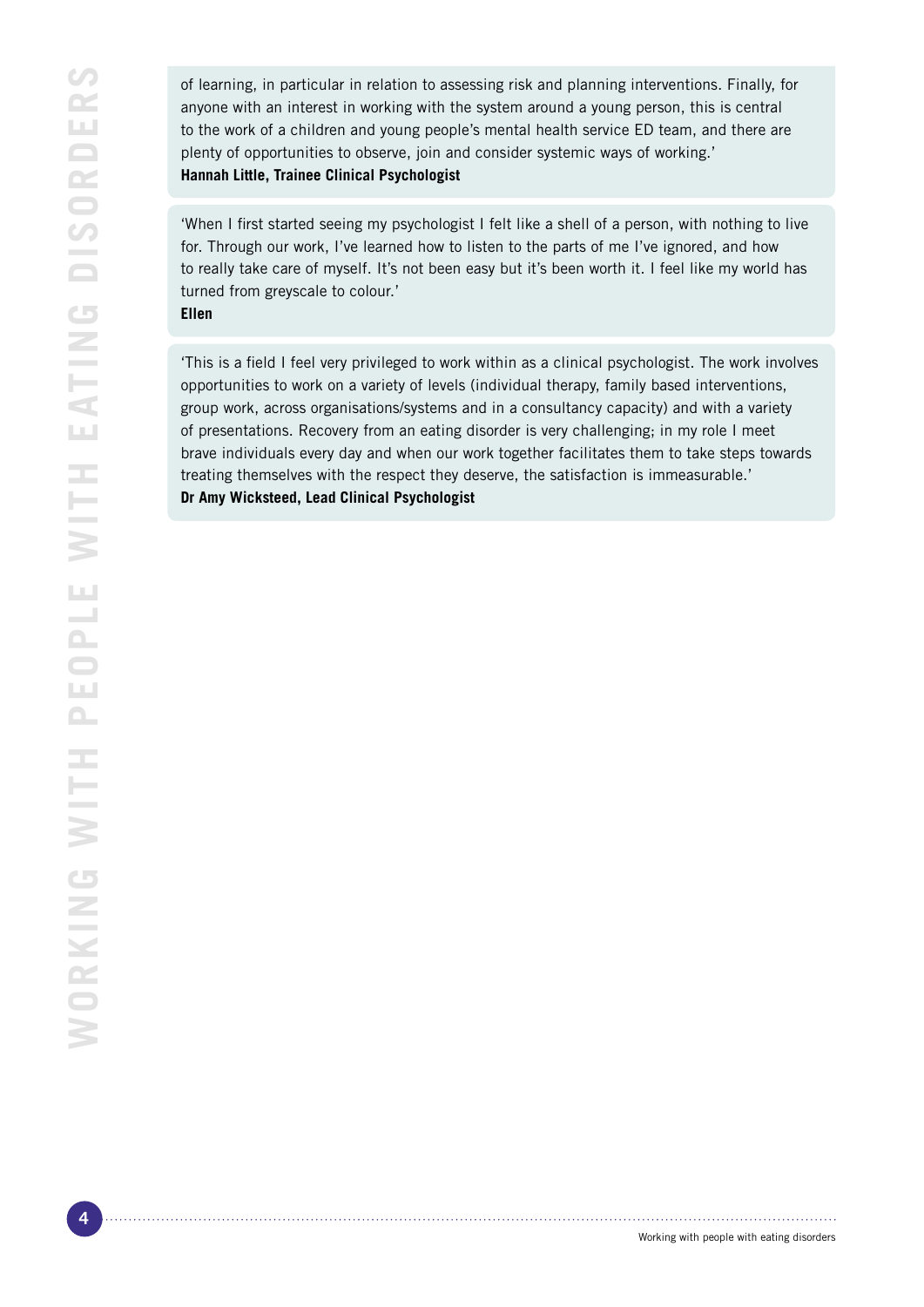of learning, in particular in relation to assessing risk and planning interventions. Finally, for anyone with an interest in working with the system around a young person, this is central to the work of a children and young people's mental health service ED team, and there are plenty of opportunities to observe, join and consider systemic ways of working.'

**Hannah Little, Trainee Clinical Psychologist**

'When I first started seeing my psychologist I felt like a shell of a person, with nothing to live for. Through our work, I've learned how to listen to the parts of me I've ignored, and how to really take care of myself. It's not been easy but it's been worth it. I feel like my world has turned from greyscale to colour.'

**Ellen**

'This is a field I feel very privileged to work within as a clinical psychologist. The work involves opportunities to work on a variety of levels (individual therapy, family based interventions, group work, across organisations/systems and in a consultancy capacity) and with a variety of presentations. Recovery from an eating disorder is very challenging; in my role I meet brave individuals every day and when our work together facilitates them to take steps towards treating themselves with the respect they deserve, the satisfaction is immeasurable.'

**Dr Amy Wicksteed, Lead Clinical Psychologist**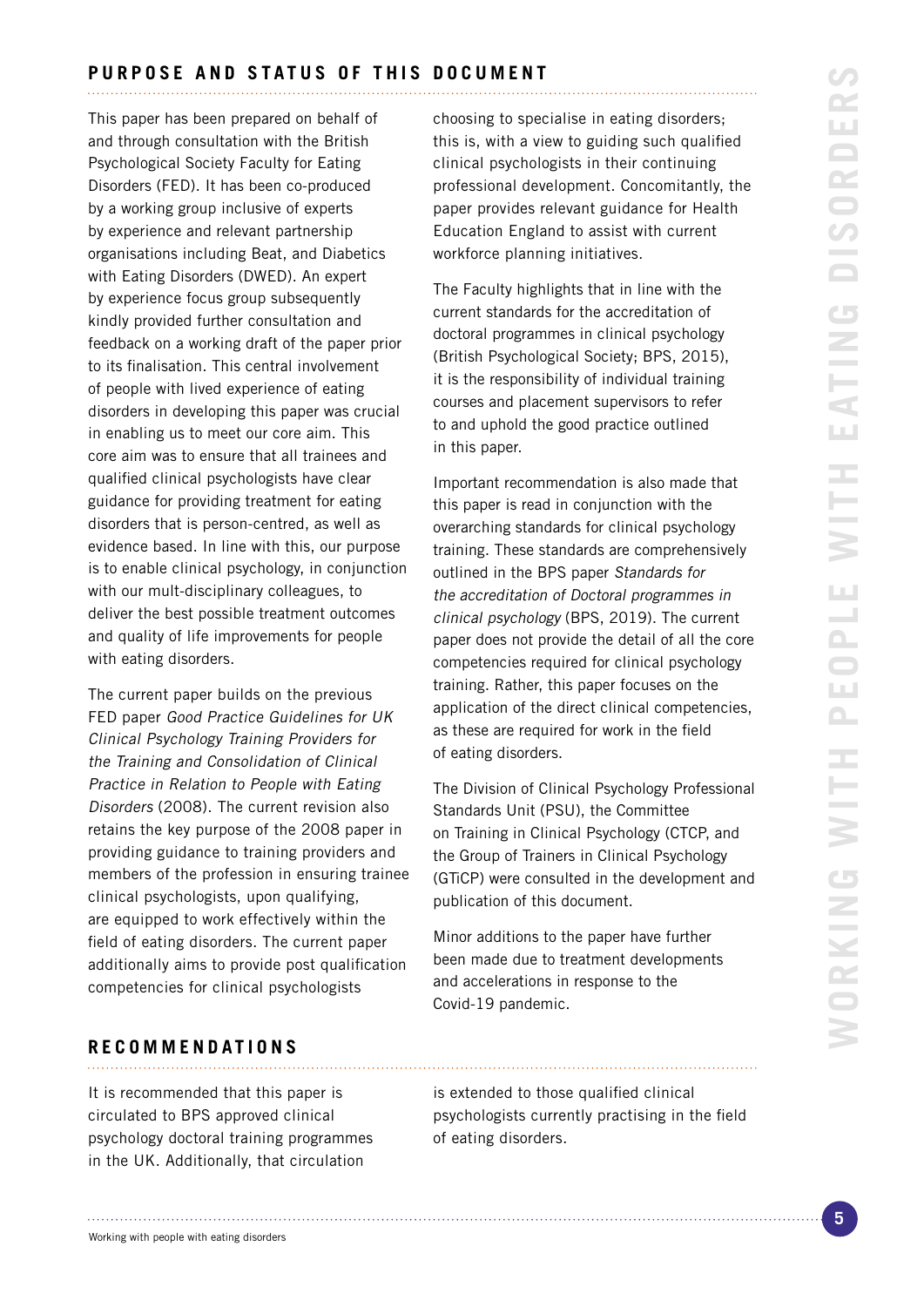## PURPOSE AND STATUS OF THIS DOCUMENT

This paper has been prepared on behalf of and through consultation with the British Psychological Society Faculty for Eating Disorders (FED). It has been co-produced by a working group inclusive of experts by experience and relevant partnership organisations including Beat, and Diabetics with Eating Disorders (DWED). An expert by experience focus group subsequently kindly provided further consultation and feedback on a working draft of the paper prior to its finalisation. This central involvement of people with lived experience of eating disorders in developing this paper was crucial in enabling us to meet our core aim. This core aim was to ensure that all trainees and qualified clinical psychologists have clear guidance for providing treatment for eating disorders that is person-centred, as well as evidence based. In line with this, our purpose is to enable clinical psychology, in conjunction with our mult-disciplinary colleagues, to deliver the best possible treatment outcomes and quality of life improvements for people with eating disorders.

The current paper builds on the previous FED paper *Good Practice Guidelines for UK Clinical Psychology Training Providers for the Training and Consolidation of Clinical Practice in Relation to People with Eating Disorders* (2008). The current revision also retains the key purpose of the 2008 paper in providing guidance to training providers and members of the profession in ensuring trainee clinical psychologists, upon qualifying, are equipped to work effectively within the field of eating disorders. The current paper additionally aims to provide post qualification competencies for clinical psychologists choosing to specialise in eating disorders; this is, with a view to guiding such qualified clinical psychologists in their continuing professional development. Concomitantly, the paper provides relevant guidance for Health Education England to assist with current workforce planning initiatives.

The Faculty highlights that in line with the current standards for the accreditation of doctoral programmes in clinical psychology (British Psychological Society; BPS, 2015), it is the responsibility of individual training courses and placement supervisors to refer to and uphold the good practice outlined in this paper.

Important recommendation is also made that this paper is read in conjunction with the overarching standards for clinical psychology training. These standards are comprehensively outlined in the BPS paper *Standards for the accreditation of Doctoral programmes in clinical psychology* (BPS, 2019). The current paper does not provide the detail of all the core competencies required for clinical psychology training. Rather, this paper focuses on the application of the direct clinical competencies, as these are required for work in the field of eating disorders.

The Division of Clinical Psychology Professional Standards Unit (PSU), the Committee on Training in Clinical Psychology (CTCP, and the Group of Trainers in Clinical Psychology (GTiCP) were consulted in the development and publication of this document.

Minor additions to the paper have further been made due to treatment developments and accelerations in response to the Covid-19 pandemic.

## RECOMMENDATIONS

It is recommended that this paper is circulated to BPS approved clinical psychology doctoral training programmes in the UK. Additionally, that circulation is extended to those qualified clinical psychologists currently practising in the field of eating disorders.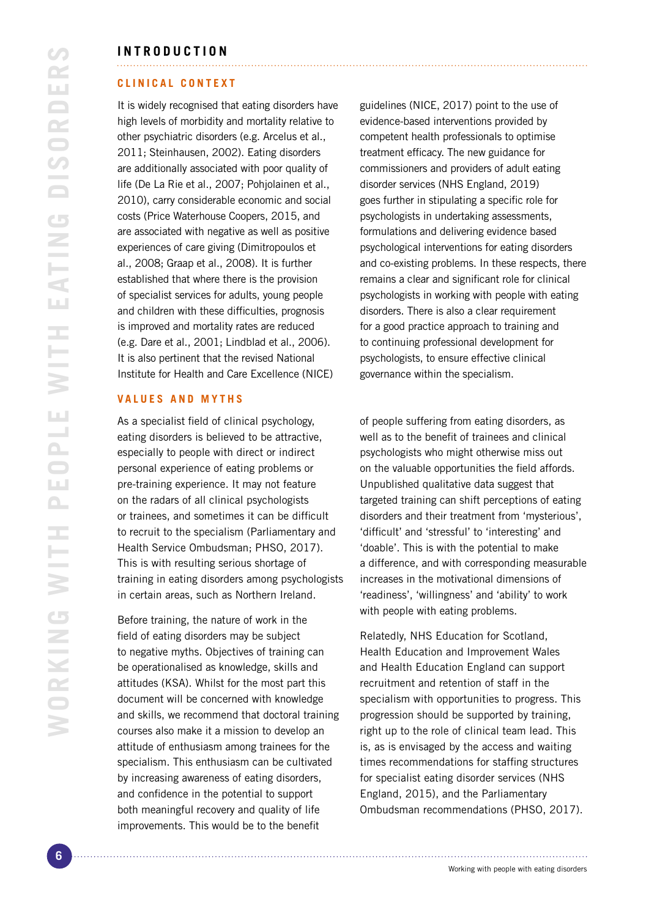# INTRODUCTION

## CLINICAL CONTEXT

It is widely recognised that eating disorders have high levels of morbidity and mortality relative to other psychiatric disorders (e.g. Arcelus et al., 2011; Steinhausen, 2002). Eating disorders are additionally associated with poor quality of life (De La Rie et al., 2007; Pohjolainen et al., 2010), carry considerable economic and social costs (Price Waterhouse Coopers, 2015, and are associated with negative as well as positive experiences of care giving (Dimitropoulos et al., 2008; Graap et al., 2008). It is further established that where there is the provision of specialist services for adults, young people and children with these difficulties, prognosis is improved and mortality rates are reduced (e.g. Dare et al., 2001; Lindblad et al., 2006). It is also pertinent that the revised National Institute for Health and Care Excellence (NICE) guidelines (NICE, 2017) point to the use of evidence-based interventions provided by competent health professionals to optimise treatment efficacy. The new guidance for commissioners and providers of adult eating disorder services (NHS England, 2019) goes further in stipulating a specific role for psychologists in undertaking assessments, formulations and delivering evidence based psychological interventions for eating disorders and co-existing problems. In these respects, there remains a clear and significant role for clinical psychologists in working with people with eating disorders. There is also a clear requirement for a good practice approach to training and to continuing professional development for psychologists, to ensure effective clinical governance within the specialism.

## VALUES AND MYTHS

As a specialist field of clinical psychology, eating disorders is believed to be attractive, especially to people with direct or indirect personal experience of eating problems or pre-training experience. It may not feature on the radars of all clinical psychologists or trainees, and sometimes it can be difficult to recruit to the specialism (Parliamentary and Health Service Ombudsman; PHSO, 2017). This is with resulting serious shortage of training in eating disorders among psychologists in certain areas, such as Northern Ireland.

Before training, the nature of work in the field of eating disorders may be subject to negative myths. Objectives of training can be operationalised as knowledge, skills and attitudes (KSA). Whilst for the most part this document will be concerned with knowledge and skills, we recommend that doctoral training courses also make it a mission to develop an attitude of enthusiasm among trainees for the specialism. This enthusiasm can be cultivated by increasing awareness of eating disorders, and confidence in the potential to support both meaningful recovery and quality of life improvements. This would be to the benefit of people suffering from eating disorders, as well as to the benefit of trainees and clinical psychologists who might otherwise miss out on the valuable opportunities the field affords. Unpublished qualitative data suggest that targeted training can shift perceptions of eating disorders and their treatment from 'mysterious', 'difficult' and 'stressful' to 'interesting' and 'doable'. This is with the potential to make a difference, and with corresponding measurable increases in the motivational dimensions of 'readiness', 'willingness' and 'ability' to work with people with eating problems.

Relatedly, NHS Education for Scotland, Health Education and Improvement Wales and Health Education England can support recruitment and retention of staff in the specialism with opportunities to progress. This progression should be supported by training, right up to the role of clinical team lead. This is, as is envisaged by the access and waiting times recommendations for staffing structures for specialist eating disorder services (NHS England, 2015), and the Parliamentary Ombudsman recommendations (PHSO, 2017).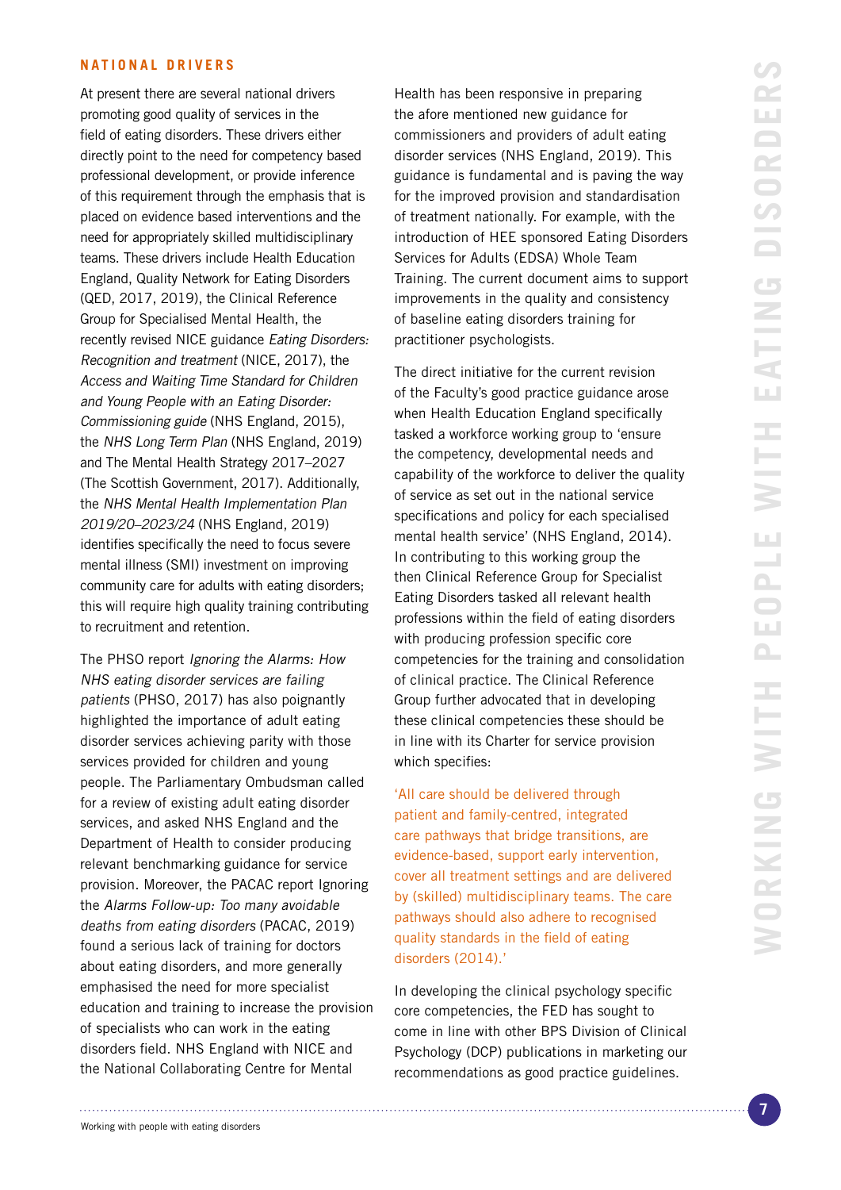## NATIONAL DRIVERS

At present there are several national drivers promoting good quality of services in the field of eating disorders. These drivers either directly point to the need for competency based professional development, or provide inference of this requirement through the emphasis that is placed on evidence based interventions and the need for appropriately skilled multidisciplinary teams. These drivers include Health Education England, Quality Network for Eating Disorders (QED, 2017, 2019), the Clinical Reference Group for Specialised Mental Health, the recently revised NICE guidance *Eating Disorders: Recognition and treatment* (NICE, 2017), the *Access and Waiting Time Standard for Children and Young People with an Eating Disorder: Commissioning guide* (NHS England, 2015), the *NHS Long Term Plan* (NHS England, 2019) and The Mental Health Strategy 2017–2027 (The Scottish Government, 2017). Additionally, the *NHS Mental Health Implementation Plan 2019/20–2023/24* (NHS England, 2019) identifies specifically the need to focus severe mental illness (SMI) investment on improving community care for adults with eating disorders; this will require high quality training contributing to recruitment and retention.

The PHSO report *Ignoring the Alarms: How NHS eating disorder services are failing patients* (PHSO, 2017) has also poignantly highlighted the importance of adult eating disorder services achieving parity with those services provided for children and young people. The Parliamentary Ombudsman called for a review of existing adult eating disorder services, and asked NHS England and the Department of Health to consider producing relevant benchmarking guidance for service provision. Moreover, the PACAC report Ignoring the *Alarms Follow-up: Too many avoidable deaths from eating disorders* (PACAC, 2019) found a serious lack of training for doctors about eating disorders, and more generally emphasised the need for more specialist education and training to increase the provision of specialists who can work in the eating disorders field. NHS England with NICE and the National Collaborating Centre for Mental Health has been responsive in preparing the afore mentioned new guidance for commissioners and providers of adult eating disorder services (NHS England, 2019). This guidance is fundamental and is paving the way for the improved provision and standardisation of treatment nationally. For example, with the introduction of HEE sponsored Eating Disorders Services for Adults (EDSA) Whole Team Training. The current document aims to support improvements in the quality and consistency of baseline eating disorders training for practitioner psychologists.

The direct initiative for the current revision of the Faculty's good practice guidance arose when Health Education England specifically tasked a workforce working group to 'ensure the competency, developmental needs and capability of the workforce to deliver the quality of service as set out in the national service specifications and policy for each specialised mental health service' (NHS England, 2014). In contributing to this working group the then Clinical Reference Group for Specialist Eating Disorders tasked all relevant health professions within the field of eating disorders with producing profession specific core competencies for the training and consolidation of clinical practice. The Clinical Reference Group further advocated that in developing these clinical competencies these should be in line with its Charter for service provision which specifies:

'All care should be delivered through patient and family-centred, integrated care pathways that bridge transitions, are evidence-based, support early intervention, cover all treatment settings and are delivered by (skilled) multidisciplinary teams. The care pathways should also adhere to recognised quality standards in the field of eating disorders (2014).'

In developing the clinical psychology specific core competencies, the FED has sought to come in line with other BPS Division of Clinical Psychology (DCP) publications in marketing our recommendations as good practice guidelines.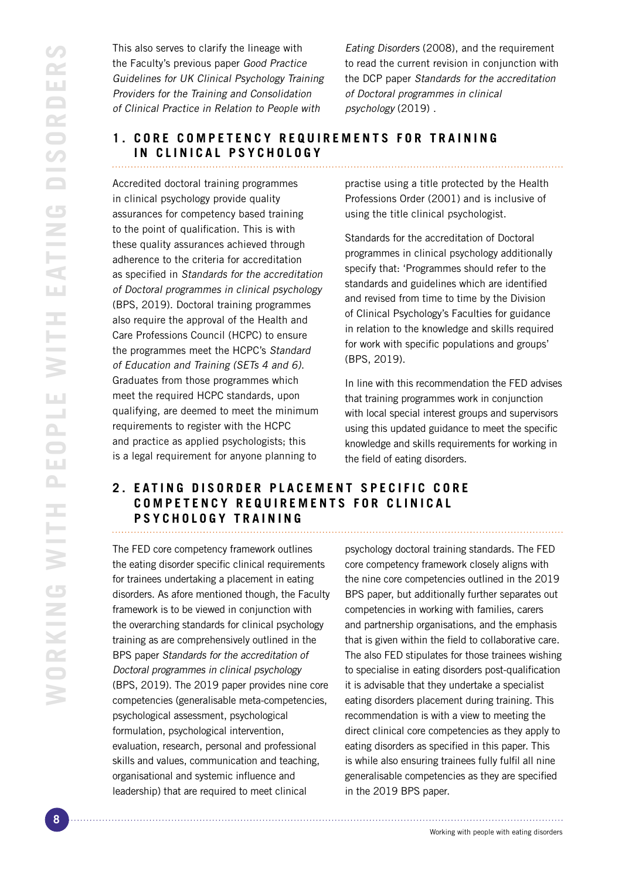This also serves to clarify the lineage with the Faculty's previous paper *Good Practice Guidelines for UK Clinical Psychology Training Providers for the Training and Consolidation of Clinical Practice in Relation to People with Eating Disorders* (2008), and the requirement to read the current revision in conjunction with the DCP paper *Standards for the accreditation of Doctoral programmes in clinical psychology* (2019) .

## 1. CORE COMPETENCY REQUIREMENTS FOR TRAINING IN CLINICAL PSYCHOLOGY

Accredited doctoral training programmes in clinical psychology provide quality assurances for competency based training to the point of qualification. This is with these quality assurances achieved through adherence to the criteria for accreditation as specified in *Standards for the accreditation of Doctoral programmes in clinical psychology* (BPS, 2019). Doctoral training programmes also require the approval of the Health and Care Professions Council (HCPC) to ensure the programmes meet the HCPC's *Standard of Education and Training (SETs 4 and 6).* Graduates from those programmes which meet the required HCPC standards, upon qualifying, are deemed to meet the minimum requirements to register with the HCPC and practice as applied psychologists; this is a legal requirement for anyone planning to practise using a title protected by the Health Professions Order (2001) and is inclusive of using the title clinical psychologist.

Standards for the accreditation of Doctoral programmes in clinical psychology additionally specify that: 'Programmes should refer to the standards and guidelines which are identified and revised from time to time by the Division of Clinical Psychology's Faculties for guidance in relation to the knowledge and skills required for work with specific populations and groups' (BPS, 2019).

In line with this recommendation the FED advises that training programmes work in conjunction with local special interest groups and supervisors using this updated guidance to meet the specific knowledge and skills requirements for working in the field of eating disorders.

## 2. EATING DISORDER PLACEMENT SPECIFIC CORE COMPETENCY REQUIREMENTS FOR CLINICAL PSYCHOLOGY TRAINING

The FED core competency framework outlines the eating disorder specific clinical requirements for trainees undertaking a placement in eating disorders. As afore mentioned though, the Faculty framework is to be viewed in conjunction with the overarching standards for clinical psychology training as are comprehensively outlined in the BPS paper *Standards for the accreditation of Doctoral programmes in clinical psychology* (BPS, 2019). The 2019 paper provides nine core competencies (generalisable meta-competencies, psychological assessment, psychological formulation, psychological intervention, evaluation, research, personal and professional skills and values, communication and teaching, organisational and systemic influence and leadership) that are required to meet clinical psychology doctoral training standards. The FED core competency framework closely aligns with the nine core competencies outlined in the 2019 BPS paper, but additionally further separates out competencies in working with families, carers and partnership organisations, and the emphasis that is given within the field to collaborative care. The also FED stipulates for those trainees wishing to specialise in eating disorders post-qualification it is advisable that they undertake a specialist eating disorders placement during training. This recommendation is with a view to meeting the direct clinical core competencies as they apply to eating disorders as specified in this paper. This is while also ensuring trainees fully fulfil all nine generalisable competencies as they are specified in the 2019 BPS paper.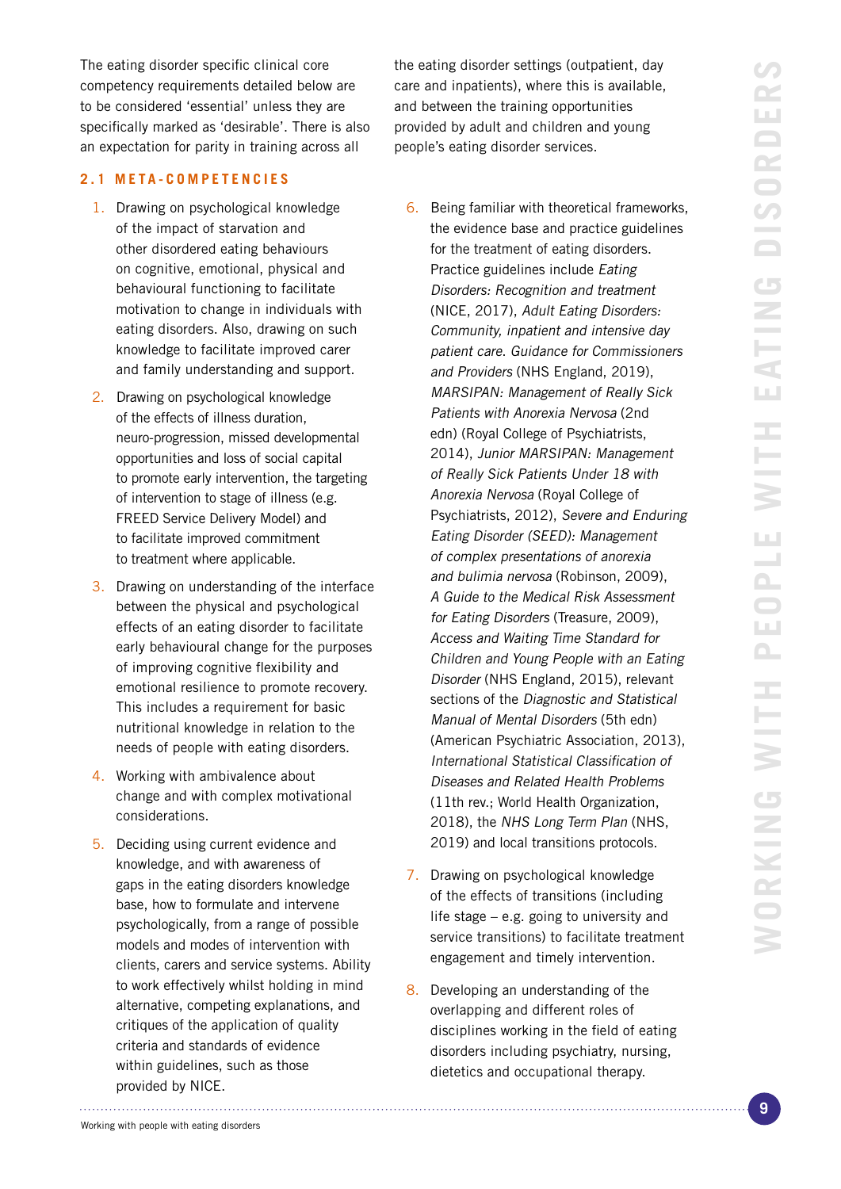The eating disorder specific clinical core competency requirements detailed below are to be considered 'essential' unless they are specifically marked as 'desirable'. There is also an expectation for parity in training across all the eating disorder settings (outpatient, day care and inpatients), where this is available, and between the training opportunities provided by adult and children and young people's eating disorder services.

## 2.1 META-COMPETENCIES

1. Drawing on psychological knowledge of the impact of starvation and other disordered eating behaviours on cognitive, emotional, physical and behavioural functioning to facilitate motivation to change in individuals with eating disorders. Also, drawing on such knowledge to facilitate improved carer and family understanding and support.
2. Drawing on psychological knowledge of the effects of illness duration, neuro-progression, missed developmental opportunities and loss of social capital to promote early intervention, the targeting of intervention to stage of illness (e.g. FREED Service Delivery Model) and to facilitate improved commitment to treatment where applicable.
3. Drawing on understanding of the interface between the physical and psychological effects of an eating disorder to facilitate early behavioural change for the purposes of improving cognitive flexibility and emotional resilience to promote recovery. This includes a requirement for basic nutritional knowledge in relation to the needs of people with eating disorders.
4. Working with ambivalence about change and with complex motivational considerations.
5. Deciding using current evidence and knowledge, and with awareness of gaps in the eating disorders knowledge base, how to formulate and intervene psychologically, from a range of possible models and modes of intervention with clients, carers and service systems. Ability to work effectively whilst holding in mind alternative, competing explanations, and critiques of the application of quality criteria and standards of evidence within guidelines, such as those provided by NICE.
6. Being familiar with theoretical frameworks, the evidence base and practice guidelines for the treatment of eating disorders. Practice guidelines include *Eating Disorders: Recognition and treatment* (NICE, 2017), *Adult Eating Disorders: Community, inpatient and intensive day patient care. Guidance for Commissioners and Providers* (NHS England, 2019), *MARSIPAN: Management of Really Sick Patients with Anorexia Nervosa* (2nd edn) (Royal College of Psychiatrists, 2014), *Junior MARSIPAN: Management of Really Sick Patients Under 18 with Anorexia Nervosa* (Royal College of Psychiatrists, 2012), *Severe and Enduring Eating Disorder (SEED): Management of complex presentations of anorexia and bulimia nervosa* (Robinson, 2009), *A Guide to the Medical Risk Assessment for Eating Disorders* (Treasure, 2009), *Access and Waiting Time Standard for Children and Young People with an Eating Disorder* (NHS England, 2015), relevant sections of the *Diagnostic and Statistical Manual of Mental Disorders* (5th edn) (American Psychiatric Association, 2013), *International Statistical Classification of Diseases and Related Health Problems* (11th rev.; World Health Organization, 2018), the *NHS Long Term Plan* (NHS, 2019) and local transitions protocols.
7. Drawing on psychological knowledge of the effects of transitions (including life stage – e.g. going to university and service transitions) to facilitate treatment engagement and timely intervention.
8. Developing an understanding of the overlapping and different roles of disciplines working in the field of eating disorders including psychiatry, nursing, dietetics and occupational therapy.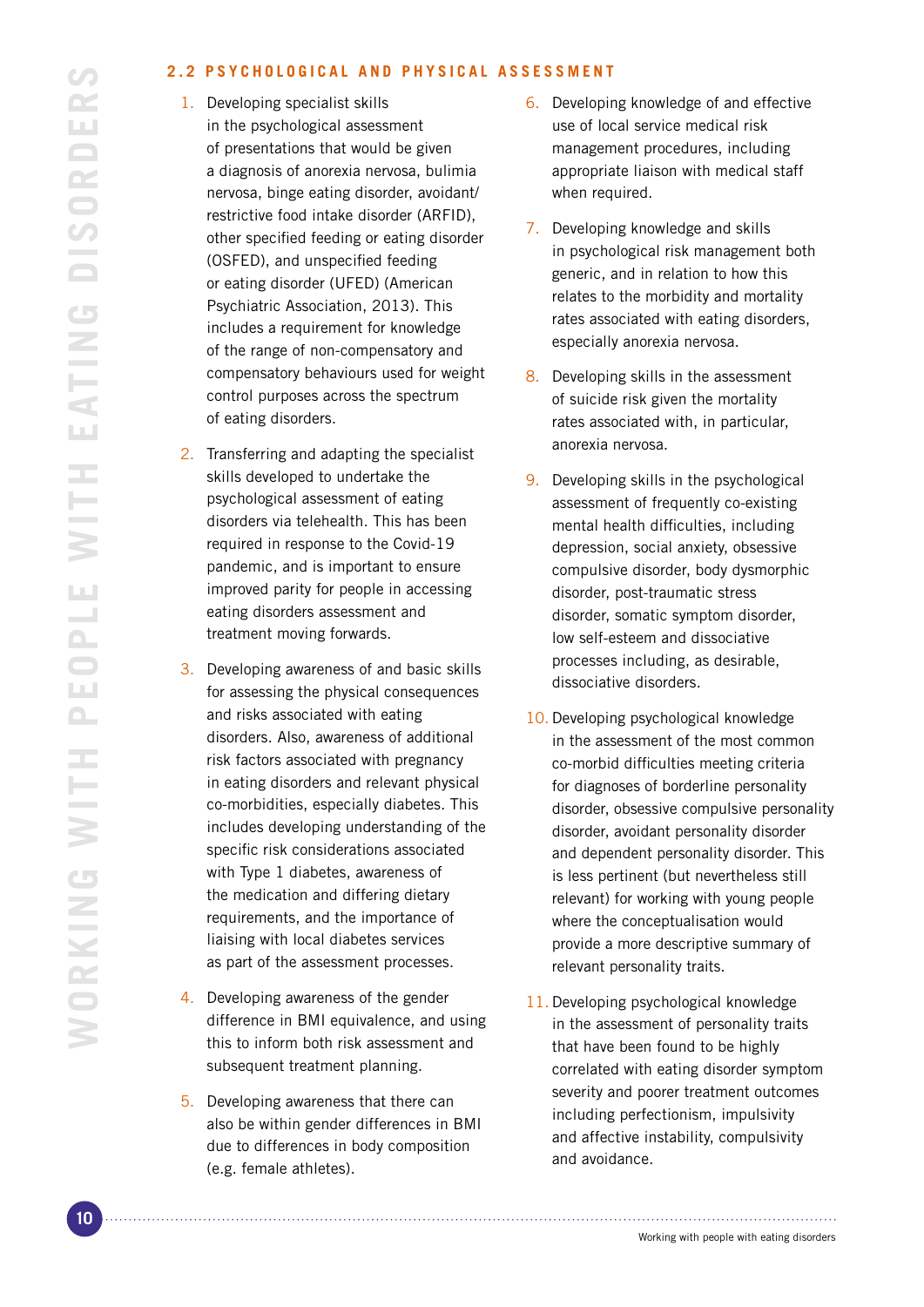## 2.2 PSYCHOLOGICAL AND PHYSICAL ASSESSMENT

1. Developing specialist skills in the psychological assessment of presentations that would be given a diagnosis of anorexia nervosa, bulimia nervosa, binge eating disorder, avoidant/restrictive food intake disorder (ARFID), other specified feeding or eating disorder (OSFED), and unspecified feeding or eating disorder (UFED) (American Psychiatric Association, 2013). This includes a requirement for knowledge of the range of non-compensatory and compensatory behaviours used for weight control purposes across the spectrum of eating disorders.

2. Transferring and adapting the specialist skills developed to undertake the psychological assessment of eating disorders via telehealth. This has been required in response to the Covid-19 pandemic, and is important to ensure improved parity for people in accessing eating disorders assessment and treatment moving forwards.

3. Developing awareness of and basic skills for assessing the physical consequences and risks associated with eating disorders. Also, awareness of additional risk factors associated with pregnancy in eating disorders and relevant physical co-morbidities, especially diabetes. This includes developing understanding of the specific risk considerations associated with Type 1 diabetes, awareness of the medication and differing dietary requirements, and the importance of liaising with local diabetes services as part of the assessment processes.

4. Developing awareness of the gender difference in BMI equivalence, and using this to inform both risk assessment and subsequent treatment planning.

5. Developing awareness that there can also be within gender differences in BMI due to differences in body composition (e.g. female athletes).

6. Developing knowledge of and effective use of local service medical risk management procedures, including appropriate liaison with medical staff when required.

7. Developing knowledge and skills in psychological risk management both generic, and in relation to how this relates to the morbidity and mortality rates associated with eating disorders, especially anorexia nervosa.

8. Developing skills in the assessment of suicide risk given the mortality rates associated with, in particular, anorexia nervosa.

9. Developing skills in the psychological assessment of frequently co-existing mental health difficulties, including depression, social anxiety, obsessive compulsive disorder, body dysmorphic disorder, post-traumatic stress disorder, somatic symptom disorder, low self-esteem and dissociative processes including, as desirable, dissociative disorders.

10. Developing psychological knowledge in the assessment of the most common co-morbid difficulties meeting criteria for diagnoses of borderline personality disorder, obsessive compulsive personality disorder, avoidant personality disorder and dependent personality disorder. This is less pertinent (but nevertheless still relevant) for working with young people where the conceptualisation would provide a more descriptive summary of relevant personality traits.

11. Developing psychological knowledge in the assessment of personality traits that have been found to be highly correlated with eating disorder symptom severity and poorer treatment outcomes including perfectionism, impulsivity and affective instability, compulsivity and avoidance.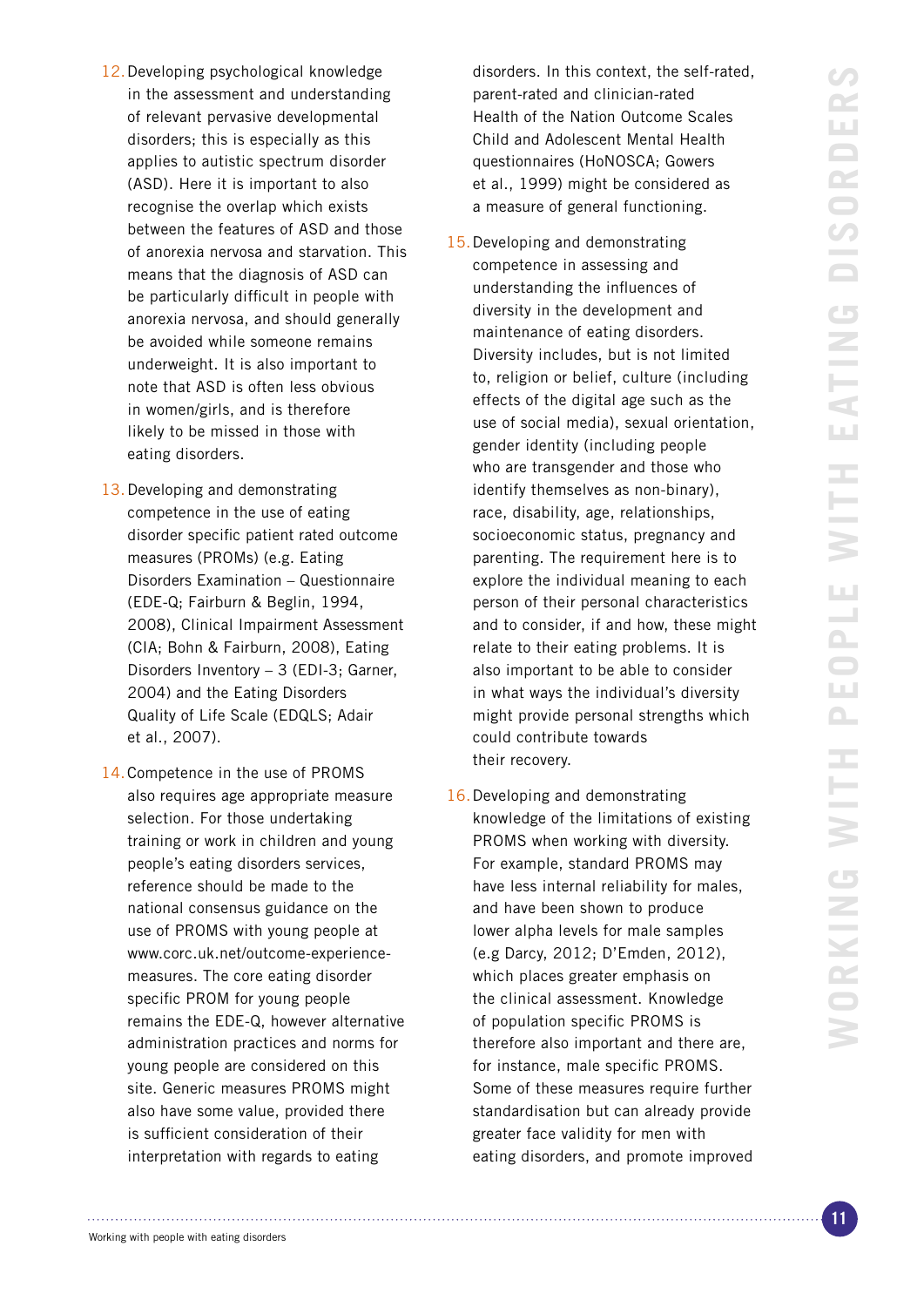12. Developing psychological knowledge in the assessment and understanding of relevant pervasive developmental disorders; this is especially as this applies to autistic spectrum disorder (ASD). Here it is important to also recognise the overlap which exists between the features of ASD and those of anorexia nervosa and starvation. This means that the diagnosis of ASD can be particularly difficult in people with anorexia nervosa, and should generally be avoided while someone remains underweight. It is also important to note that ASD is often less obvious in women/girls, and is therefore likely to be missed in those with eating disorders.

13. Developing and demonstrating competence in the use of eating disorder specific patient rated outcome measures (PROMs) (e.g. Eating Disorders Examination – Questionnaire (EDE-Q; Fairburn & Beglin, 1994, 2008), Clinical Impairment Assessment (CIA; Bohn & Fairburn, 2008), Eating Disorders Inventory – 3 (EDI-3; Garner, 2004) and the Eating Disorders Quality of Life Scale (EDQLS; Adair et al., 2007).

14. Competence in the use of PROMS also requires age appropriate measure selection. For those undertaking training or work in children and young people's eating disorders services, reference should be made to the national consensus guidance on the use of PROMS with young people at www.corc.uk.net/outcome-experience-measures. The core eating disorder specific PROM for young people remains the EDE-Q, however alternative administration practices and norms for young people are considered on this site. Generic measures PROMS might also have some value, provided there is sufficient consideration of their interpretation with regards to eating disorders. In this context, the self-rated, parent-rated and clinician-rated Health of the Nation Outcome Scales Child and Adolescent Mental Health questionnaires (HoNOSCA; Gowers et al., 1999) might be considered as a measure of general functioning.

15. Developing and demonstrating competence in assessing and understanding the influences of diversity in the development and maintenance of eating disorders. Diversity includes, but is not limited to, religion or belief, culture (including effects of the digital age such as the use of social media), sexual orientation, gender identity (including people who are transgender and those who identify themselves as non-binary), race, disability, age, relationships, socioeconomic status, pregnancy and parenting. The requirement here is to explore the individual meaning to each person of their personal characteristics and to consider, if and how, these might relate to their eating problems. It is also important to be able to consider in what ways the individual's diversity might provide personal strengths which could contribute towards their recovery.

16. Developing and demonstrating knowledge of the limitations of existing PROMS when working with diversity. For example, standard PROMS may have less internal reliability for males, and have been shown to produce lower alpha levels for male samples (e.g Darcy, 2012; D'Emden, 2012), which places greater emphasis on the clinical assessment. Knowledge of population specific PROMS is therefore also important and there are, for instance, male specific PROMS. Some of these measures require further standardisation but can already provide greater face validity for men with eating disorders, and promote improved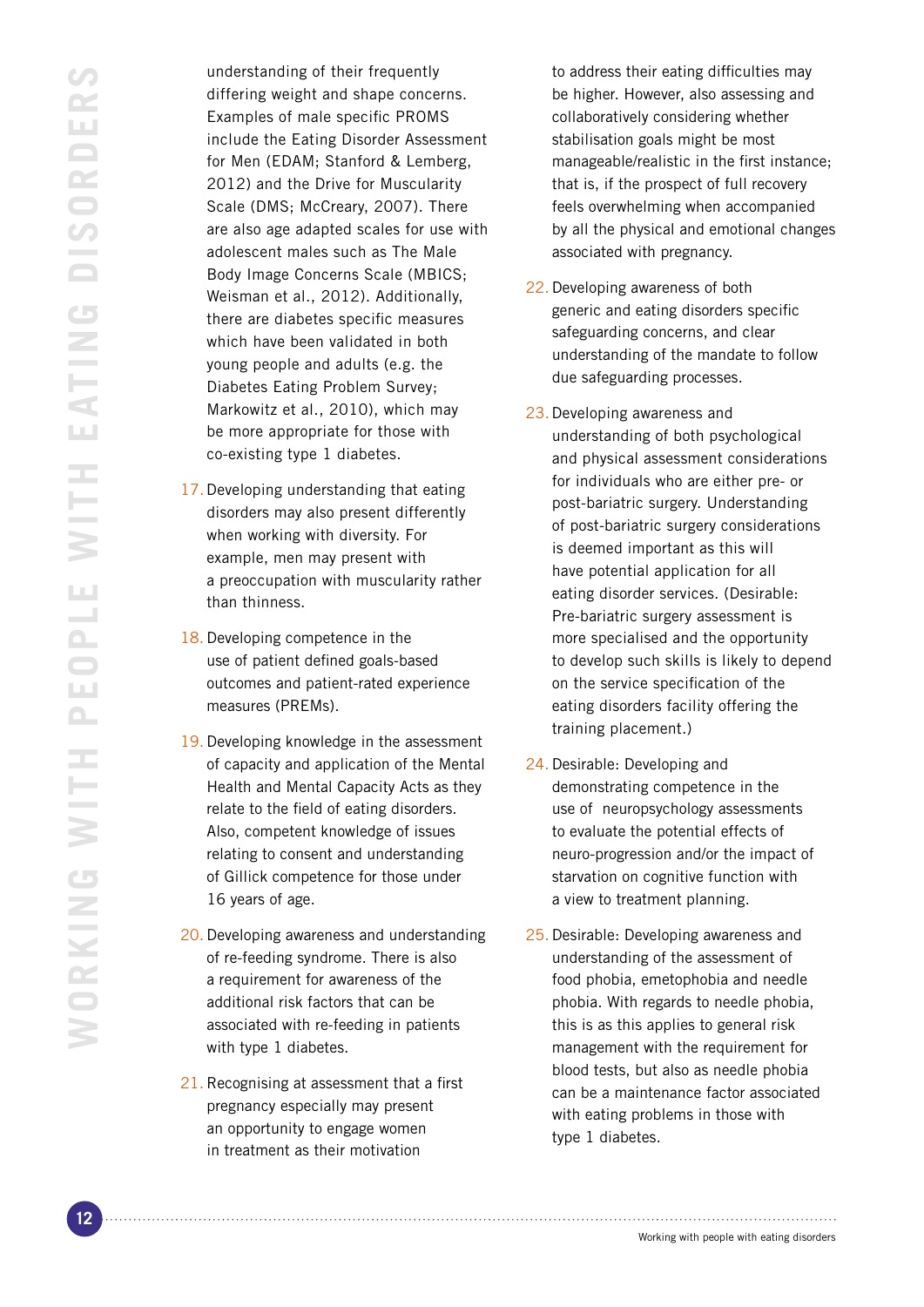understanding of their frequently differing weight and shape concerns. Examples of male specific PROMS include the Eating Disorder Assessment for Men (EDAM; Stanford & Lemberg, 2012) and the Drive for Muscularity Scale (DMS; McCreary, 2007). There are also age adapted scales for use with adolescent males such as The Male Body Image Concerns Scale (MBICS; Weisman et al., 2012). Additionally, there are diabetes specific measures which have been validated in both young people and adults (e.g. the Diabetes Eating Problem Survey; Markowitz et al., 2010), which may be more appropriate for those with co-existing type 1 diabetes.

17. Developing understanding that eating disorders may also present differently when working with diversity. For example, men may present with a preoccupation with muscularity rather than thinness.

18. Developing competence in the use of patient defined goals-based outcomes and patient-rated experience measures (PREMs).

19. Developing knowledge in the assessment of capacity and application of the Mental Health and Mental Capacity Acts as they relate to the field of eating disorders. Also, competent knowledge of issues relating to consent and understanding of Gillick competence for those under 16 years of age.

20. Developing awareness and understanding of re-feeding syndrome. There is also a requirement for awareness of the additional risk factors that can be associated with re-feeding in patients with type 1 diabetes.

21. Recognising at assessment that a first pregnancy especially may present an opportunity to engage women in treatment as their motivation to address their eating difficulties may be higher. However, also assessing and collaboratively considering whether stabilisation goals might be most manageable/realistic in the first instance; that is, if the prospect of full recovery feels overwhelming when accompanied by all the physical and emotional changes associated with pregnancy.

22. Developing awareness of both generic and eating disorders specific safeguarding concerns, and clear understanding of the mandate to follow due safeguarding processes.

23. Developing awareness and understanding of both psychological and physical assessment considerations for individuals who are either pre- or post-bariatric surgery. Understanding of post-bariatric surgery considerations is deemed important as this will have potential application for all eating disorder services. (Desirable: Pre-bariatric surgery assessment is more specialised and the opportunity to develop such skills is likely to depend on the service specification of the eating disorders facility offering the training placement.)

24. Desirable: Developing and demonstrating competence in the use of neuropsychology assessments to evaluate the potential effects of neuro-progression and/or the impact of starvation on cognitive function with a view to treatment planning.

25. Desirable: Developing awareness and understanding of the assessment of food phobia, emetophobia and needle phobia. With regards to needle phobia, this is as this applies to general risk management with the requirement for blood tests, but also as needle phobia can be a maintenance factor associated with eating problems in those with type 1 diabetes.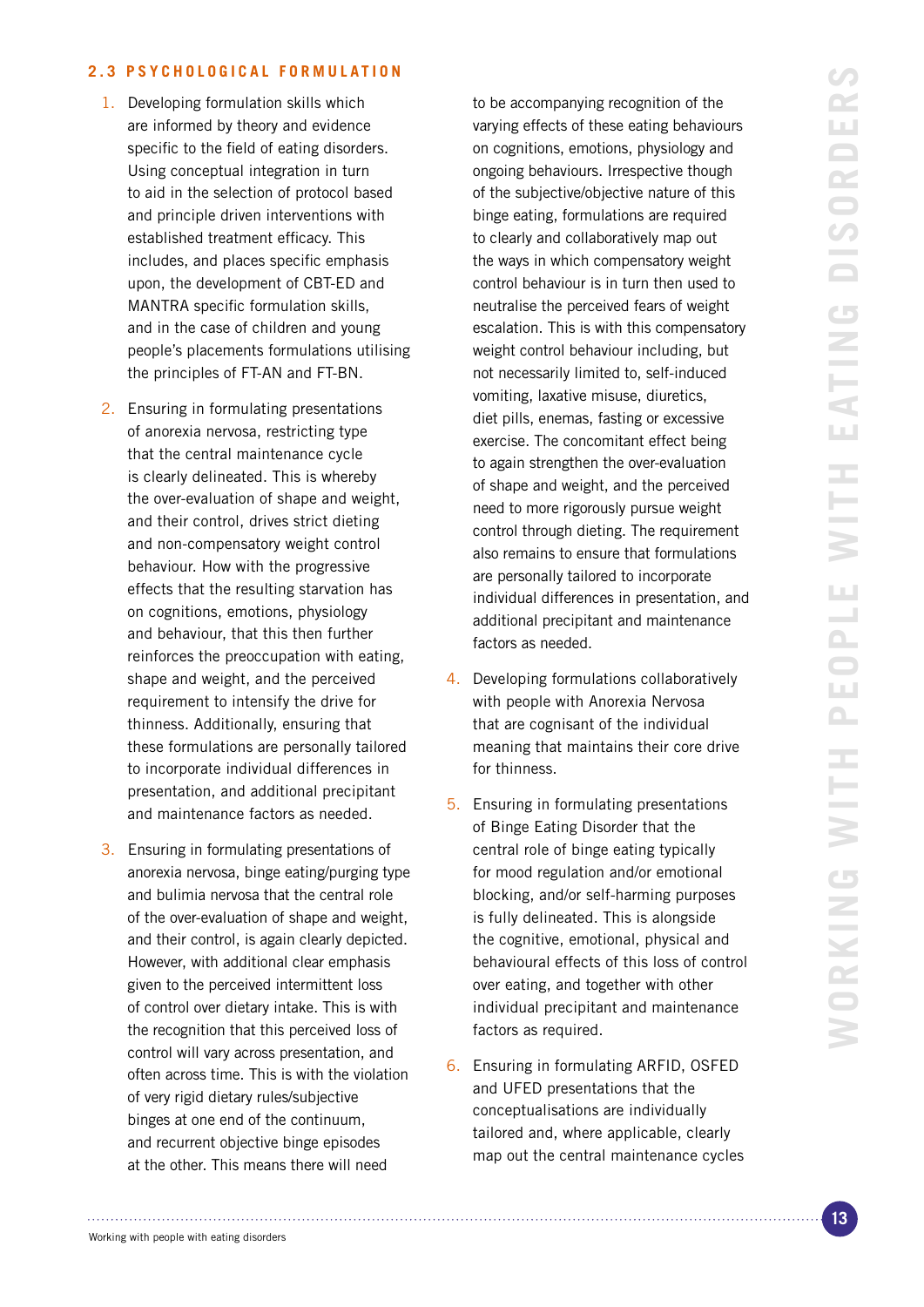### 2.3 PSYCHOLOGICAL FORMULATION

1. Developing formulation skills which are informed by theory and evidence specific to the field of eating disorders. Using conceptual integration in turn to aid in the selection of protocol based and principle driven interventions with established treatment efficacy. This includes, and places specific emphasis upon, the development of CBT-ED and MANTRA specific formulation skills, and in the case of children and young people's placements formulations utilising the principles of FT-AN and FT-BN.

2. Ensuring in formulating presentations of anorexia nervosa, restricting type that the central maintenance cycle is clearly delineated. This is whereby the over-evaluation of shape and weight, and their control, drives strict dieting and non-compensatory weight control behaviour. How with the progressive effects that the resulting starvation has on cognitions, emotions, physiology and behaviour, that this then further reinforces the preoccupation with eating, shape and weight, and the perceived requirement to intensify the drive for thinness. Additionally, ensuring that these formulations are personally tailored to incorporate individual differences in presentation, and additional precipitant and maintenance factors as needed.

3. Ensuring in formulating presentations of anorexia nervosa, binge eating/purging type and bulimia nervosa that the central role of the over-evaluation of shape and weight, and their control, is again clearly depicted. However, with additional clear emphasis given to the perceived intermittent loss of control over dietary intake. This is with the recognition that this perceived loss of control will vary across presentation, and often across time. This is with the violation of very rigid dietary rules/subjective binges at one end of the continuum, and recurrent objective binge episodes at the other. This means there will need to be accompanying recognition of the varying effects of these eating behaviours on cognitions, emotions, physiology and ongoing behaviours. Irrespective though of the subjective/objective nature of this binge eating, formulations are required to clearly and collaboratively map out the ways in which compensatory weight control behaviour is in turn then used to neutralise the perceived fears of weight escalation. This is with this compensatory weight control behaviour including, but not necessarily limited to, self-induced vomiting, laxative misuse, diuretics, diet pills, enemas, fasting or excessive exercise. The concomitant effect being to again strengthen the over-evaluation of shape and weight, and the perceived need to more rigorously pursue weight control through dieting. The requirement also remains to ensure that formulations are personally tailored to incorporate individual differences in presentation, and additional precipitant and maintenance factors as needed.

4. Developing formulations collaboratively with people with Anorexia Nervosa that are cognisant of the individual meaning that maintains their core drive for thinness.

5. Ensuring in formulating presentations of Binge Eating Disorder that the central role of binge eating typically for mood regulation and/or emotional blocking, and/or self-harming purposes is fully delineated. This is alongside the cognitive, emotional, physical and behavioural effects of this loss of control over eating, and together with other individual precipitant and maintenance factors as required.

6. Ensuring in formulating ARFID, OSFED and UFED presentations that the conceptualisations are individually tailored and, where applicable, clearly map out the central maintenance cycles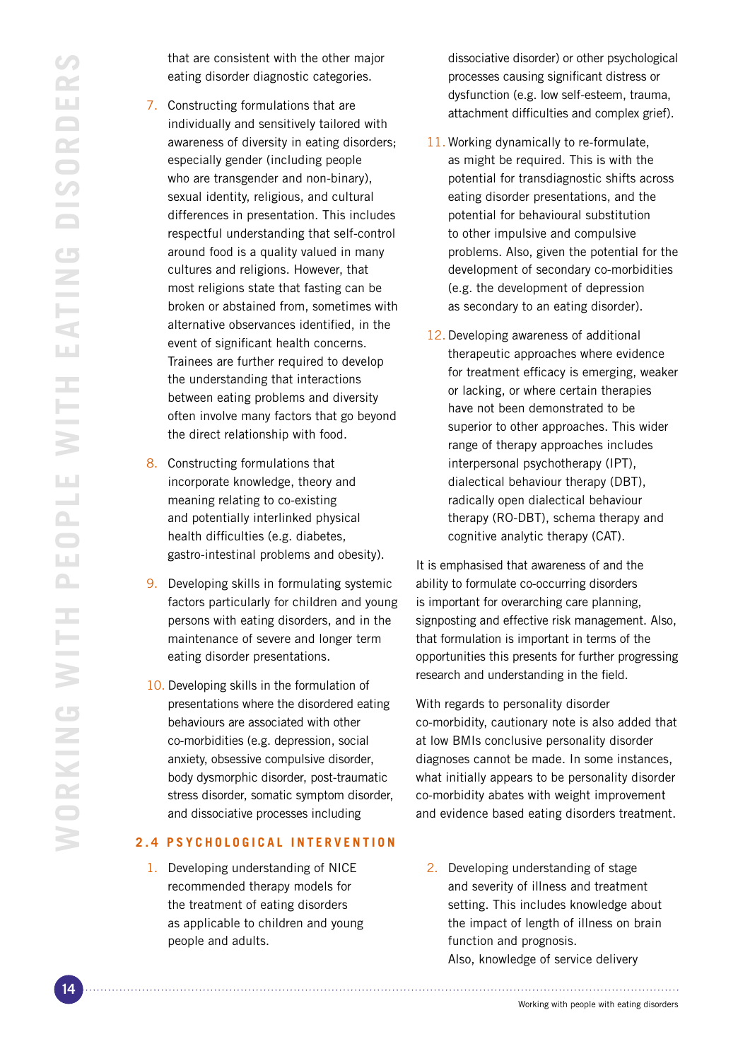that are consistent with the other major eating disorder diagnostic categories.

7. Constructing formulations that are individually and sensitively tailored with awareness of diversity in eating disorders; especially gender (including people who are transgender and non-binary), sexual identity, religious, and cultural differences in presentation. This includes respectful understanding that self-control around food is a quality valued in many cultures and religions. However, that most religions state that fasting can be broken or abstained from, sometimes with alternative observances identified, in the event of significant health concerns. Trainees are further required to develop the understanding that interactions between eating problems and diversity often involve many factors that go beyond the direct relationship with food.

8. Constructing formulations that incorporate knowledge, theory and meaning relating to co-existing and potentially interlinked physical health difficulties (e.g. diabetes, gastro-intestinal problems and obesity).

9. Developing skills in formulating systemic factors particularly for children and young persons with eating disorders, and in the maintenance of severe and longer term eating disorder presentations.

10. Developing skills in the formulation of presentations where the disordered eating behaviours are associated with other co-morbidities (e.g. depression, social anxiety, obsessive compulsive disorder, body dysmorphic disorder, post-traumatic stress disorder, somatic symptom disorder, and dissociative processes including dissociative disorder) or other psychological processes causing significant distress or dysfunction (e.g. low self-esteem, trauma, attachment difficulties and complex grief).

11. Working dynamically to re-formulate, as might be required. This is with the potential for transdiagnostic shifts across eating disorder presentations, and the potential for behavioural substitution to other impulsive and compulsive problems. Also, given the potential for the development of secondary co-morbidities (e.g. the development of depression as secondary to an eating disorder).

12. Developing awareness of additional therapeutic approaches where evidence for treatment efficacy is emerging, weaker or lacking, or where certain therapies have not been demonstrated to be superior to other approaches. This wider range of therapy approaches includes interpersonal psychotherapy (IPT), dialectical behaviour therapy (DBT), radically open dialectical behaviour therapy (RO-DBT), schema therapy and cognitive analytic therapy (CAT).

It is emphasised that awareness of and the ability to formulate co-occurring disorders is important for overarching care planning, signposting and effective risk management. Also, that formulation is important in terms of the opportunities this presents for further progressing research and understanding in the field.

With regards to personality disorder co-morbidity, cautionary note is also added that at low BMIs conclusive personality disorder diagnoses cannot be made. In some instances, what initially appears to be personality disorder co-morbidity abates with weight improvement and evidence based eating disorders treatment.

## 2.4 PSYCHOLOGICAL INTERVENTION

1. Developing understanding of NICE recommended therapy models for the treatment of eating disorders as applicable to children and young people and adults.

2. Developing understanding of stage and severity of illness and treatment setting. This includes knowledge about the impact of length of illness on brain function and prognosis.
   Also, knowledge of service delivery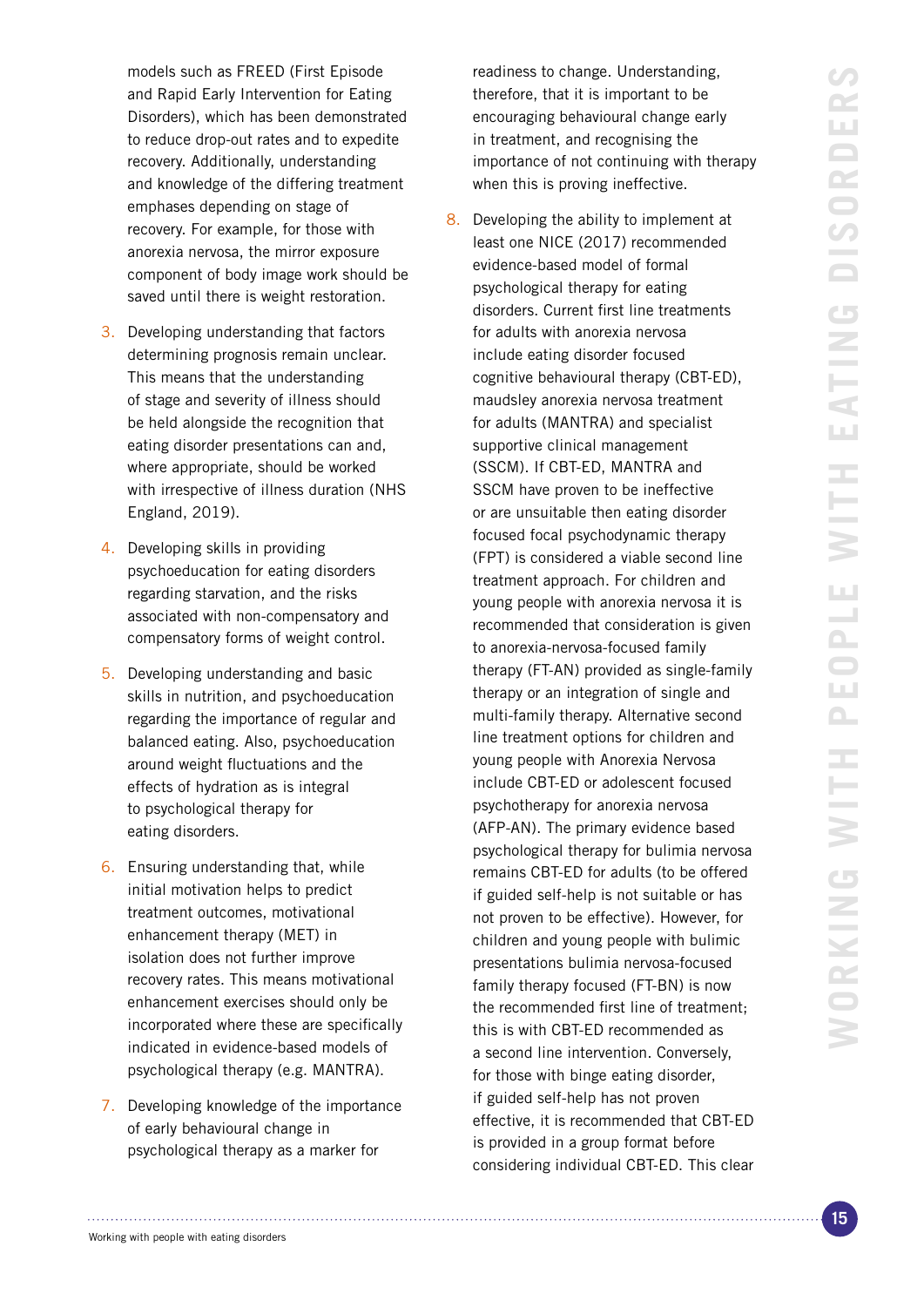models such as FREED (First Episode and Rapid Early Intervention for Eating Disorders), which has been demonstrated to reduce drop-out rates and to expedite recovery. Additionally, understanding and knowledge of the differing treatment emphases depending on stage of recovery. For example, for those with anorexia nervosa, the mirror exposure component of body image work should be saved until there is weight restoration.

3. Developing understanding that factors determining prognosis remain unclear. This means that the understanding of stage and severity of illness should be held alongside the recognition that eating disorder presentations can and, where appropriate, should be worked with irrespective of illness duration (NHS England, 2019).

4. Developing skills in providing psychoeducation for eating disorders regarding starvation, and the risks associated with non-compensatory and compensatory forms of weight control.

5. Developing understanding and basic skills in nutrition, and psychoeducation regarding the importance of regular and balanced eating. Also, psychoeducation around weight fluctuations and the effects of hydration as is integral to psychological therapy for eating disorders.

6. Ensuring understanding that, while initial motivation helps to predict treatment outcomes, motivational enhancement therapy (MET) in isolation does not further improve recovery rates. This means motivational enhancement exercises should only be incorporated where these are specifically indicated in evidence-based models of psychological therapy (e.g. MANTRA).

7. Developing knowledge of the importance of early behavioural change in psychological therapy as a marker for readiness to change. Understanding, therefore, that it is important to be encouraging behavioural change early in treatment, and recognising the importance of not continuing with therapy when this is proving ineffective.

8. Developing the ability to implement at least one NICE (2017) recommended evidence-based model of formal psychological therapy for eating disorders. Current first line treatments for adults with anorexia nervosa include eating disorder focused cognitive behavioural therapy (CBT-ED), maudsley anorexia nervosa treatment for adults (MANTRA) and specialist supportive clinical management (SSCM). If CBT-ED, MANTRA and SSCM have proven to be ineffective or are unsuitable then eating disorder focused focal psychodynamic therapy (FPT) is considered a viable second line treatment approach. For children and young people with anorexia nervosa it is recommended that consideration is given to anorexia-nervosa-focused family therapy (FT-AN) provided as single-family therapy or an integration of single and multi-family therapy. Alternative second line treatment options for children and young people with Anorexia Nervosa include CBT-ED or adolescent focused psychotherapy for anorexia nervosa (AFP-AN). The primary evidence based psychological therapy for bulimia nervosa remains CBT-ED for adults (to be offered if guided self-help is not suitable or has not proven to be effective). However, for children and young people with bulimic presentations bulimia nervosa-focused family therapy focused (FT-BN) is now the recommended first line of treatment; this is with CBT-ED recommended as a second line intervention. Conversely, for those with binge eating disorder, if guided self-help has not proven effective, it is recommended that CBT-ED is provided in a group format before considering individual CBT-ED. This clear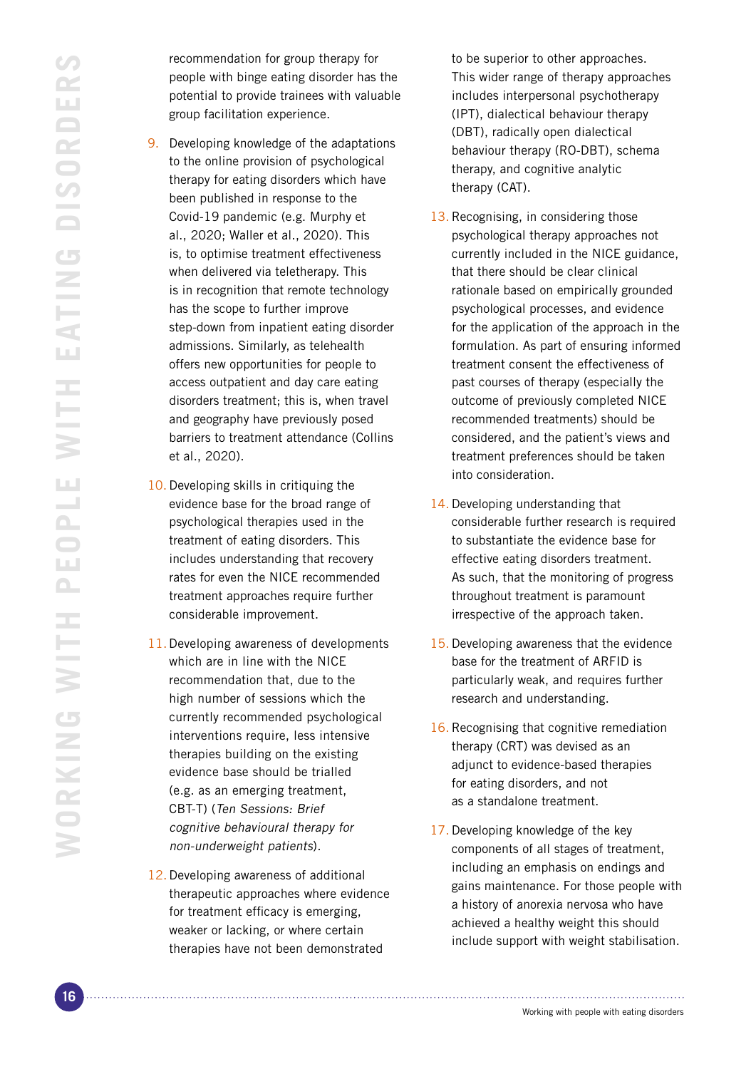recommendation for group therapy for people with binge eating disorder has the potential to provide trainees with valuable group facilitation experience.

9. Developing knowledge of the adaptations to the online provision of psychological therapy for eating disorders which have been published in response to the Covid-19 pandemic (e.g. Murphy et al., 2020; Waller et al., 2020). This is, to optimise treatment effectiveness when delivered via teletherapy. This is in recognition that remote technology has the scope to further improve step-down from inpatient eating disorder admissions. Similarly, as telehealth offers new opportunities for people to access outpatient and day care eating disorders treatment; this is, when travel and geography have previously posed barriers to treatment attendance (Collins et al., 2020).

10. Developing skills in critiquing the evidence base for the broad range of psychological therapies used in the treatment of eating disorders. This includes understanding that recovery rates for even the NICE recommended treatment approaches require further considerable improvement.

11. Developing awareness of developments which are in line with the NICE recommendation that, due to the high number of sessions which the currently recommended psychological interventions require, less intensive therapies building on the existing evidence base should be trialled (e.g. as an emerging treatment, CBT-T) (*Ten Sessions: Brief cognitive behavioural therapy for non-underweight patients*).

12. Developing awareness of additional therapeutic approaches where evidence for treatment efficacy is emerging, weaker or lacking, or where certain therapies have not been demonstrated to be superior to other approaches. This wider range of therapy approaches includes interpersonal psychotherapy (IPT), dialectical behaviour therapy (DBT), radically open dialectical behaviour therapy (RO-DBT), schema therapy, and cognitive analytic therapy (CAT).

13. Recognising, in considering those psychological therapy approaches not currently included in the NICE guidance, that there should be clear clinical rationale based on empirically grounded psychological processes, and evidence for the application of the approach in the formulation. As part of ensuring informed treatment consent the effectiveness of past courses of therapy (especially the outcome of previously completed NICE recommended treatments) should be considered, and the patient's views and treatment preferences should be taken into consideration.

14. Developing understanding that considerable further research is required to substantiate the evidence base for effective eating disorders treatment. As such, that the monitoring of progress throughout treatment is paramount irrespective of the approach taken.

15. Developing awareness that the evidence base for the treatment of ARFID is particularly weak, and requires further research and understanding.

16. Recognising that cognitive remediation therapy (CRT) was devised as an adjunct to evidence-based therapies for eating disorders, and not as a standalone treatment.

17. Developing knowledge of the key components of all stages of treatment, including an emphasis on endings and gains maintenance. For those people with a history of anorexia nervosa who have achieved a healthy weight this should include support with weight stabilisation.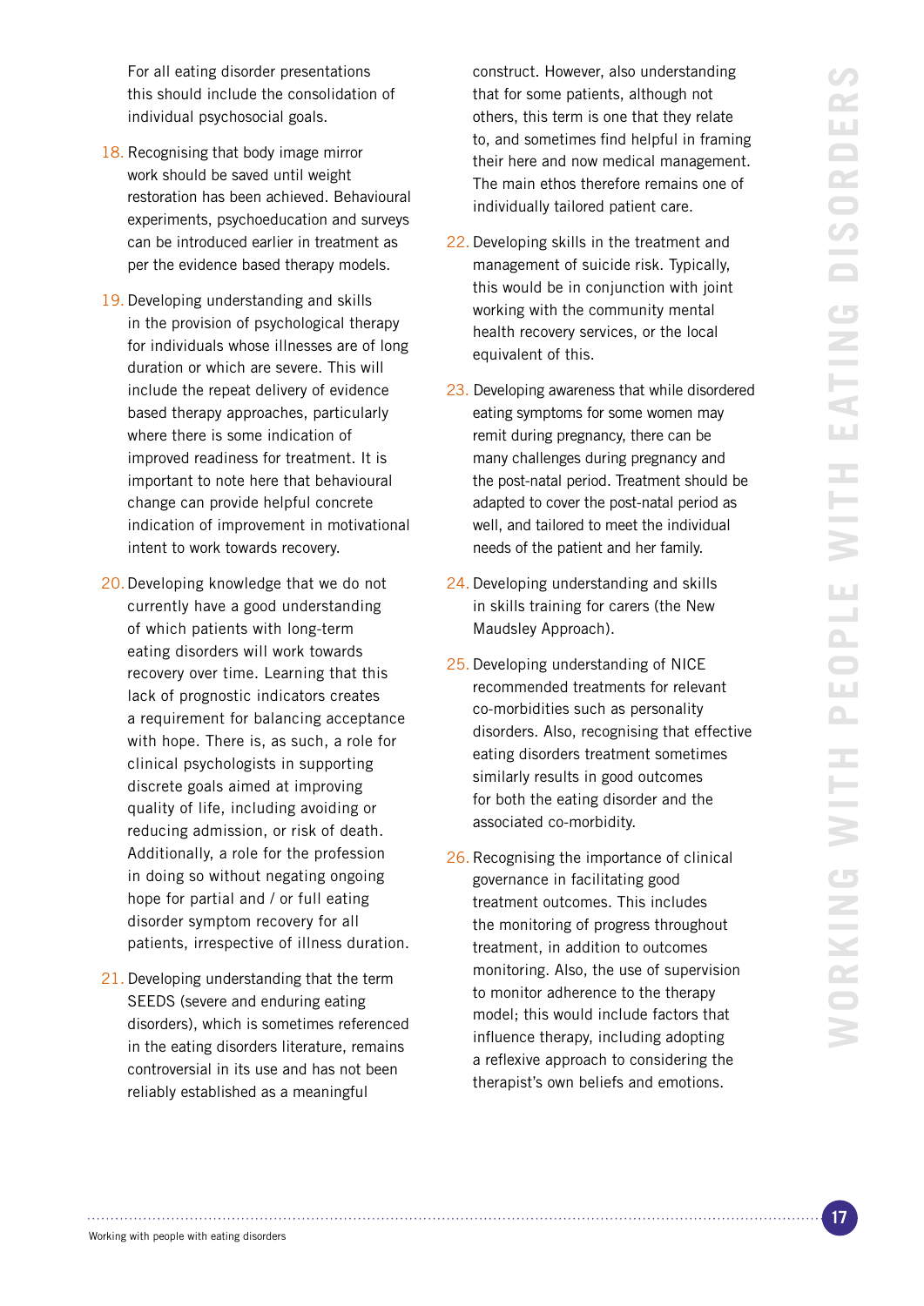For all eating disorder presentations this should include the consolidation of individual psychosocial goals.

18. Recognising that body image mirror work should be saved until weight restoration has been achieved. Behavioural experiments, psychoeducation and surveys can be introduced earlier in treatment as per the evidence based therapy models.

19. Developing understanding and skills in the provision of psychological therapy for individuals whose illnesses are of long duration or which are severe. This will include the repeat delivery of evidence based therapy approaches, particularly where there is some indication of improved readiness for treatment. It is important to note here that behavioural change can provide helpful concrete indication of improvement in motivational intent to work towards recovery.

20. Developing knowledge that we do not currently have a good understanding of which patients with long-term eating disorders will work towards recovery over time. Learning that this lack of prognostic indicators creates a requirement for balancing acceptance with hope. There is, as such, a role for clinical psychologists in supporting discrete goals aimed at improving quality of life, including avoiding or reducing admission, or risk of death. Additionally, a role for the profession in doing so without negating ongoing hope for partial and / or full eating disorder symptom recovery for all patients, irrespective of illness duration.

21. Developing understanding that the term SEEDS (severe and enduring eating disorders), which is sometimes referenced in the eating disorders literature, remains controversial in its use and has not been reliably established as a meaningful construct. However, also understanding that for some patients, although not others, this term is one that they relate to, and sometimes find helpful in framing their here and now medical management. The main ethos therefore remains one of individually tailored patient care.

22. Developing skills in the treatment and management of suicide risk. Typically, this would be in conjunction with joint working with the community mental health recovery services, or the local equivalent of this.

23. Developing awareness that while disordered eating symptoms for some women may remit during pregnancy, there can be many challenges during pregnancy and the post-natal period. Treatment should be adapted to cover the post-natal period as well, and tailored to meet the individual needs of the patient and her family.

24. Developing understanding and skills in skills training for carers (the New Maudsley Approach).

25. Developing understanding of NICE recommended treatments for relevant co-morbidities such as personality disorders. Also, recognising that effective eating disorders treatment sometimes similarly results in good outcomes for both the eating disorder and the associated co-morbidity.

26. Recognising the importance of clinical governance in facilitating good treatment outcomes. This includes the monitoring of progress throughout treatment, in addition to outcomes monitoring. Also, the use of supervision to monitor adherence to the therapy model; this would include factors that influence therapy, including adopting a reflexive approach to considering the therapist's own beliefs and emotions.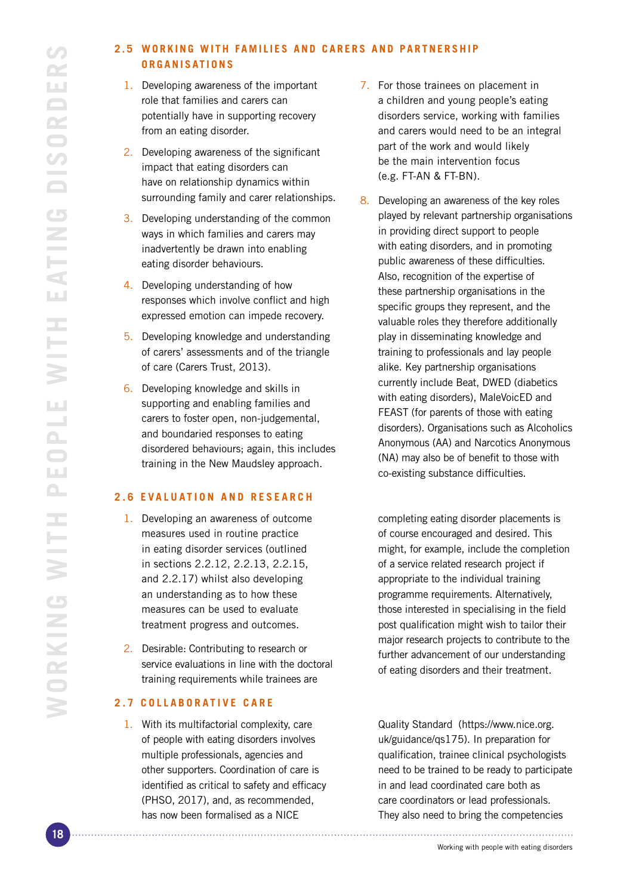## 2.5 WORKING WITH FAMILIES AND CARERS AND PARTNERSHIP ORGANISATIONS

1. Developing awareness of the important role that families and carers can potentially have in supporting recovery from an eating disorder.
2. Developing awareness of the significant impact that eating disorders can have on relationship dynamics within surrounding family and carer relationships.
3. Developing understanding of the common ways in which families and carers may inadvertently be drawn into enabling eating disorder behaviours.
4. Developing understanding of how responses which involve conflict and high expressed emotion can impede recovery.
5. Developing knowledge and understanding of carers' assessments and of the triangle of care (Carers Trust, 2013).
6. Developing knowledge and skills in supporting and enabling families and carers to foster open, non-judgemental, and boundaried responses to eating disordered behaviours; again, this includes training in the New Maudsley approach.
7. For those trainees on placement in a children and young people's eating disorders service, working with families and carers would need to be an integral part of the work and would likely be the main intervention focus (e.g. FT-AN & FT-BN).
8. Developing an awareness of the key roles played by relevant partnership organisations in providing direct support to people with eating disorders, and in promoting public awareness of these difficulties. Also, recognition of the expertise of these partnership organisations in the specific groups they represent, and the valuable roles they therefore additionally play in disseminating knowledge and training to professionals and lay people alike. Key partnership organisations currently include Beat, DWED (diabetics with eating disorders), MaleVoicED and FEAST (for parents of those with eating disorders). Organisations such as Alcoholics Anonymous (AA) and Narcotics Anonymous (NA) may also be of benefit to those with co-existing substance difficulties.

## 2.6 EVALUATION AND RESEARCH

1. Developing an awareness of outcome measures used in routine practice in eating disorder services (outlined in sections 2.2.12, 2.2.13, 2.2.15, and 2.2.17) whilst also developing an understanding as to how these measures can be used to evaluate treatment progress and outcomes.
2. Desirable: Contributing to research or service evaluations in line with the doctoral training requirements while trainees are completing eating disorder placements is of course encouraged and desired. This might, for example, include the completion of a service related research project if appropriate to the individual training programme requirements. Alternatively, those interested in specialising in the field post qualification might wish to tailor their major research projects to contribute to the further advancement of our understanding of eating disorders and their treatment.

## 2.7 COLLABORATIVE CARE

1. With its multifactorial complexity, care of people with eating disorders involves multiple professionals, agencies and other supporters. Coordination of care is identified as critical to safety and efficacy (PHSO, 2017), and, as recommended, has now been formalised as a NICE Quality Standard (https://www.nice.org.uk/guidance/qs175). In preparation for qualification, trainee clinical psychologists need to be trained to be ready to participate in and lead coordinated care both as care coordinators or lead professionals. They also need to bring the competencies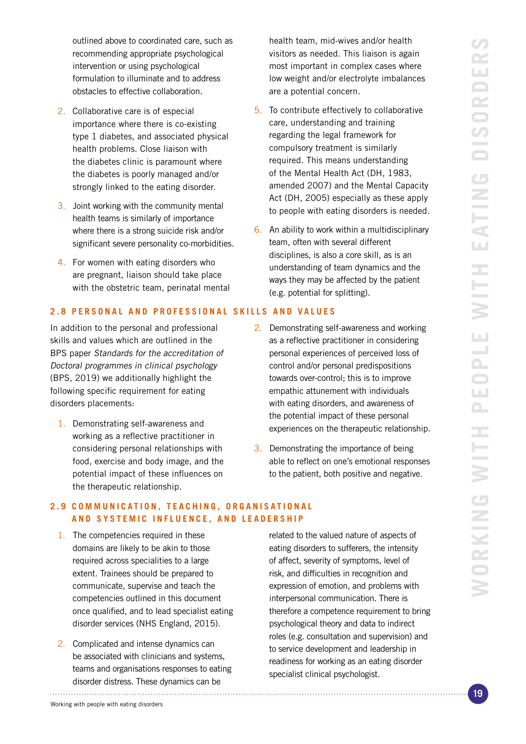outlined above to coordinated care, such as recommending appropriate psychological intervention or using psychological formulation to illuminate and to address obstacles to effective collaboration.

2. Collaborative care is of especial importance where there is co-existing type 1 diabetes, and associated physical health problems. Close liaison with the diabetes clinic is paramount where the diabetes is poorly managed and/or strongly linked to the eating disorder.

3. Joint working with the community mental health teams is similarly of importance where there is a strong suicide risk and/or significant severe personality co-morbidities.

4. For women with eating disorders who are pregnant, liaison should take place with the obstetric team, perinatal mental health team, mid-wives and/or health visitors as needed. This liaison is again most important in complex cases where low weight and/or electrolyte imbalances are a potential concern.

5. To contribute effectively to collaborative care, understanding and training regarding the legal framework for compulsory treatment is similarly required. This means understanding of the Mental Health Act (DH, 1983, amended 2007) and the Mental Capacity Act (DH, 2005) especially as these apply to people with eating disorders is needed.

6. An ability to work within a multidisciplinary team, often with several different disciplines, is also a core skill, as is an understanding of team dynamics and the ways they may be affected by the patient (e.g. potential for splitting).

## 2.8 PERSONAL AND PROFESSIONAL SKILLS AND VALUES

In addition to the personal and professional skills and values which are outlined in the BPS paper *Standards for the accreditation of Doctoral programmes in clinical psychology* (BPS, 2019) we additionally highlight the following specific requirement for eating disorders placements:

1. Demonstrating self-awareness and working as a reflective practitioner in considering personal relationships with food, exercise and body image, and the potential impact of these influences on the therapeutic relationship.

2. Demonstrating self-awareness and working as a reflective practitioner in considering personal experiences of perceived loss of control and/or personal predispositions towards over-control; this is to improve empathic attunement with individuals with eating disorders, and awareness of the potential impact of these personal experiences on the therapeutic relationship.

3. Demonstrating the importance of being able to reflect on one's emotional responses to the patient, both positive and negative.

## 2.9 COMMUNICATION, TEACHING, ORGANISATIONAL AND SYSTEMIC INFLUENCE, AND LEADERSHIP

1. The competencies required in these domains are likely to be akin to those required across specialities to a large extent. Trainees should be prepared to communicate, supervise and teach the competencies outlined in this document once qualified, and to lead specialist eating disorder services (NHS England, 2015).

2. Complicated and intense dynamics can be associated with clinicians and systems, teams and organisations responses to eating disorder distress. These dynamics can be related to the valued nature of aspects of eating disorders to sufferers, the intensity of affect, severity of symptoms, level of risk, and difficulties in recognition and expression of emotion, and problems with interpersonal communication. There is therefore a competence requirement to bring psychological theory and data to indirect roles (e.g. consultation and supervision) and to service development and leadership in readiness for working as an eating disorder specialist clinical psychologist.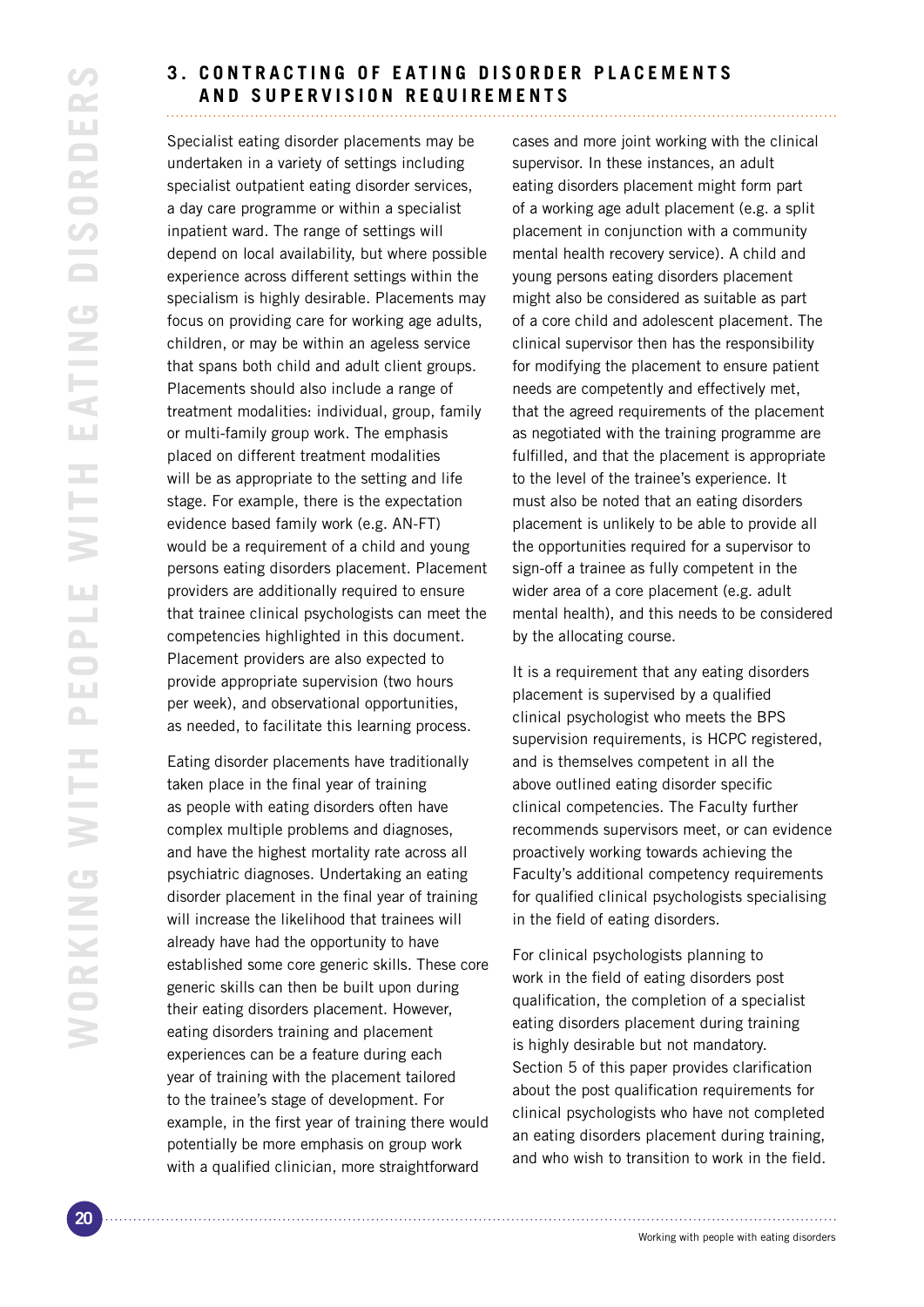## 3. CONTRACTING OF EATING DISORDER PLACEMENTS AND SUPERVISION REQUIREMENTS

Specialist eating disorder placements may be undertaken in a variety of settings including specialist outpatient eating disorder services, a day care programme or within a specialist inpatient ward. The range of settings will depend on local availability, but where possible experience across different settings within the specialism is highly desirable. Placements may focus on providing care for working age adults, children, or may be within an ageless service that spans both child and adult client groups. Placements should also include a range of treatment modalities: individual, group, family or multi-family group work. The emphasis placed on different treatment modalities will be as appropriate to the setting and life stage. For example, there is the expectation evidence based family work (e.g. AN-FT) would be a requirement of a child and young persons eating disorders placement. Placement providers are additionally required to ensure that trainee clinical psychologists can meet the competencies highlighted in this document. Placement providers are also expected to provide appropriate supervision (two hours per week), and observational opportunities, as needed, to facilitate this learning process.

Eating disorder placements have traditionally taken place in the final year of training as people with eating disorders often have complex multiple problems and diagnoses, and have the highest mortality rate across all psychiatric diagnoses. Undertaking an eating disorder placement in the final year of training will increase the likelihood that trainees will already have had the opportunity to have established some core generic skills. These core generic skills can then be built upon during their eating disorders placement. However, eating disorders training and placement experiences can be a feature during each year of training with the placement tailored to the trainee's stage of development. For example, in the first year of training there would potentially be more emphasis on group work with a qualified clinician, more straightforward cases and more joint working with the clinical supervisor. In these instances, an adult eating disorders placement might form part of a working age adult placement (e.g. a split placement in conjunction with a community mental health recovery service). A child and young persons eating disorders placement might also be considered as suitable as part of a core child and adolescent placement. The clinical supervisor then has the responsibility for modifying the placement to ensure patient needs are competently and effectively met, that the agreed requirements of the placement as negotiated with the training programme are fulfilled, and that the placement is appropriate to the level of the trainee's experience. It must also be noted that an eating disorders placement is unlikely to be able to provide all the opportunities required for a supervisor to sign-off a trainee as fully competent in the wider area of a core placement (e.g. adult mental health), and this needs to be considered by the allocating course.

It is a requirement that any eating disorders placement is supervised by a qualified clinical psychologist who meets the BPS supervision requirements, is HCPC registered, and is themselves competent in all the above outlined eating disorder specific clinical competencies. The Faculty further recommends supervisors meet, or can evidence proactively working towards achieving the Faculty's additional competency requirements for qualified clinical psychologists specialising in the field of eating disorders.

For clinical psychologists planning to work in the field of eating disorders post qualification, the completion of a specialist eating disorders placement during training is highly desirable but not mandatory. Section 5 of this paper provides clarification about the post qualification requirements for clinical psychologists who have not completed an eating disorders placement during training, and who wish to transition to work in the field.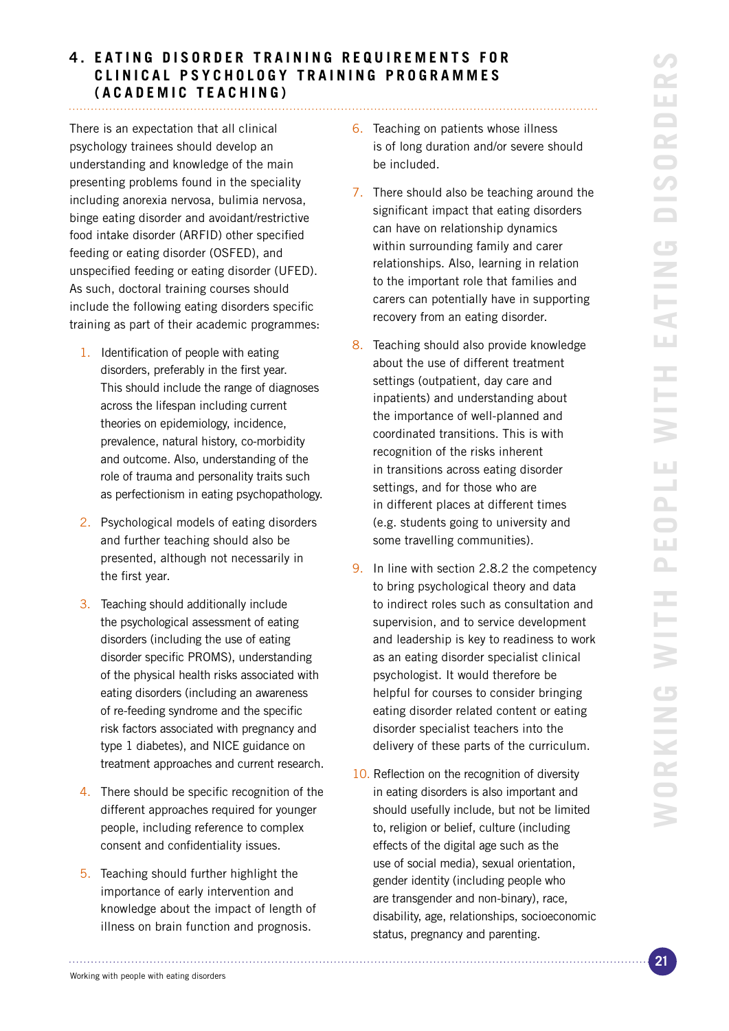## 4. EATING DISORDER TRAINING REQUIREMENTS FOR CLINICAL PSYCHOLOGY TRAINING PROGRAMMES (ACADEMIC TEACHING)

There is an expectation that all clinical psychology trainees should develop an understanding and knowledge of the main presenting problems found in the speciality including anorexia nervosa, bulimia nervosa, binge eating disorder and avoidant/restrictive food intake disorder (ARFID) other specified feeding or eating disorder (OSFED), and unspecified feeding or eating disorder (UFED). As such, doctoral training courses should include the following eating disorders specific training as part of their academic programmes:

1. Identification of people with eating disorders, preferably in the first year. This should include the range of diagnoses across the lifespan including current theories on epidemiology, incidence, prevalence, natural history, co-morbidity and outcome. Also, understanding of the role of trauma and personality traits such as perfectionism in eating psychopathology.
2. Psychological models of eating disorders and further teaching should also be presented, although not necessarily in the first year.
3. Teaching should additionally include the psychological assessment of eating disorders (including the use of eating disorder specific PROMS), understanding of the physical health risks associated with eating disorders (including an awareness of re-feeding syndrome and the specific risk factors associated with pregnancy and type 1 diabetes), and NICE guidance on treatment approaches and current research.
4. There should be specific recognition of the different approaches required for younger people, including reference to complex consent and confidentiality issues.
5. Teaching should further highlight the importance of early intervention and knowledge about the impact of length of illness on brain function and prognosis.
6. Teaching on patients whose illness is of long duration and/or severe should be included.
7. There should also be teaching around the significant impact that eating disorders can have on relationship dynamics within surrounding family and carer relationships. Also, learning in relation to the important role that families and carers can potentially have in supporting recovery from an eating disorder.
8. Teaching should also provide knowledge about the use of different treatment settings (outpatient, day care and inpatients) and understanding about the importance of well-planned and coordinated transitions. This is with recognition of the risks inherent in transitions across eating disorder settings, and for those who are in different places at different times (e.g. students going to university and some travelling communities).
9. In line with section 2.8.2 the competency to bring psychological theory and data to indirect roles such as consultation and supervision, and to service development and leadership is key to readiness to work as an eating disorder specialist clinical psychologist. It would therefore be helpful for courses to consider bringing eating disorder related content or eating disorder specialist teachers into the delivery of these parts of the curriculum.
10. Reflection on the recognition of diversity in eating disorders is also important and should usefully include, but not be limited to, religion or belief, culture (including effects of the digital age such as the use of social media), sexual orientation, gender identity (including people who are transgender and non-binary), race, disability, age, relationships, socioeconomic status, pregnancy and parenting.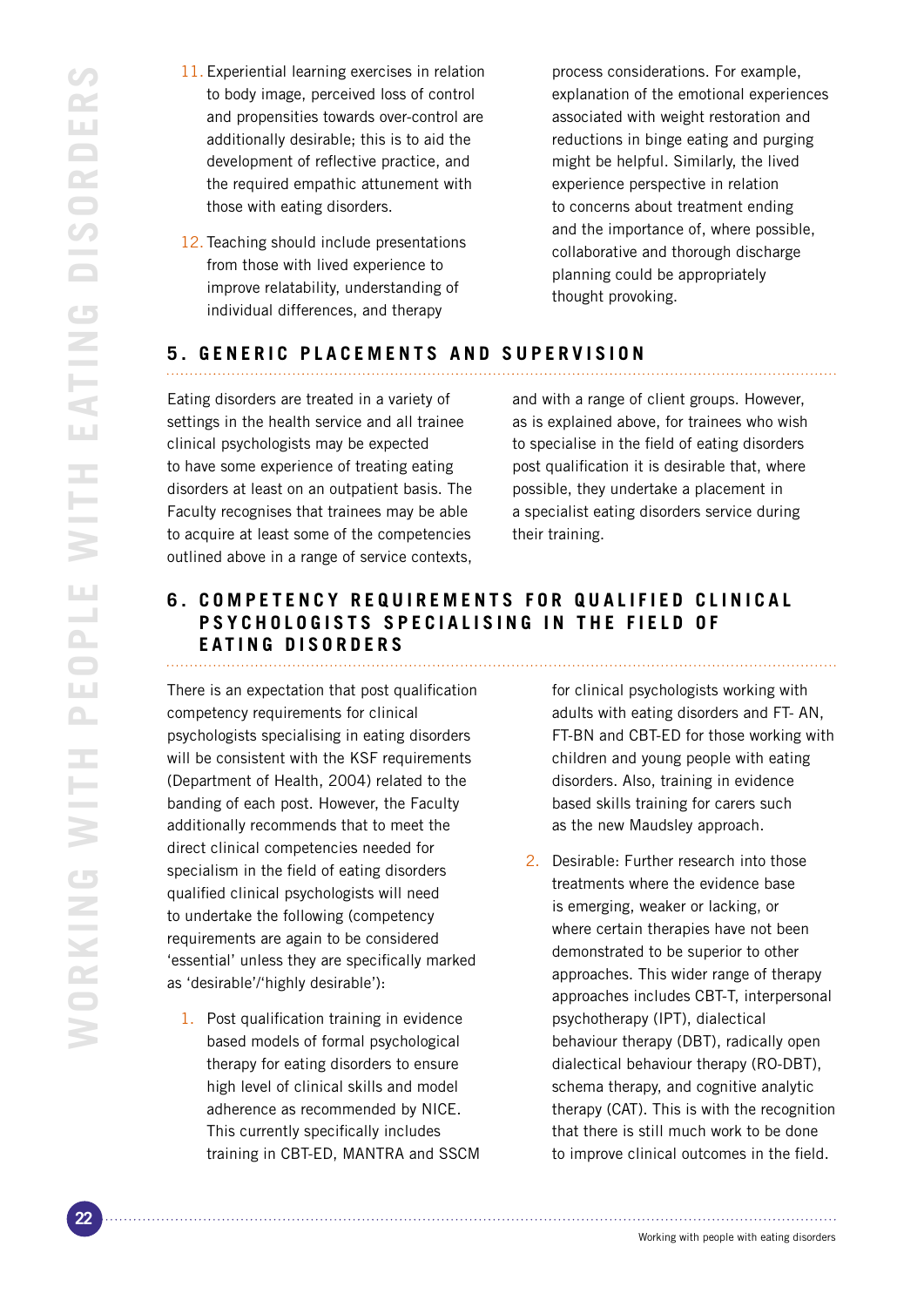11. Experiential learning exercises in relation to body image, perceived loss of control and propensities towards over-control are additionally desirable; this is to aid the development of reflective practice, and the required empathic attunement with those with eating disorders.

12. Teaching should include presentations from those with lived experience to improve relatability, understanding of individual differences, and therapy process considerations. For example, explanation of the emotional experiences associated with weight restoration and reductions in binge eating and purging might be helpful. Similarly, the lived experience perspective in relation to concerns about treatment ending and the importance of, where possible, collaborative and thorough discharge planning could be appropriately thought provoking.

## 5. GENERIC PLACEMENTS AND SUPERVISION

Eating disorders are treated in a variety of settings in the health service and all trainee clinical psychologists may be expected to have some experience of treating eating disorders at least on an outpatient basis. The Faculty recognises that trainees may be able to acquire at least some of the competencies outlined above in a range of service contexts, and with a range of client groups. However, as is explained above, for trainees who wish to specialise in the field of eating disorders post qualification it is desirable that, where possible, they undertake a placement in a specialist eating disorders service during their training.

## 6. COMPETENCY REQUIREMENTS FOR QUALIFIED CLINICAL PSYCHOLOGISTS SPECIALISING IN THE FIELD OF EATING DISORDERS

There is an expectation that post qualification competency requirements for clinical psychologists specialising in eating disorders will be consistent with the KSF requirements (Department of Health, 2004) related to the banding of each post. However, the Faculty additionally recommends that to meet the direct clinical competencies needed for specialism in the field of eating disorders qualified clinical psychologists will need to undertake the following (competency requirements are again to be considered 'essential' unless they are specifically marked as 'desirable'/'highly desirable'):

1. Post qualification training in evidence based models of formal psychological therapy for eating disorders to ensure high level of clinical skills and model adherence as recommended by NICE. This currently specifically includes training in CBT-ED, MANTRA and SSCM for clinical psychologists working with adults with eating disorders and FT- AN, FT-BN and CBT-ED for those working with children and young people with eating disorders. Also, training in evidence based skills training for carers such as the new Maudsley approach.

2. Desirable: Further research into those treatments where the evidence base is emerging, weaker or lacking, or where certain therapies have not been demonstrated to be superior to other approaches. This wider range of therapy approaches includes CBT-T, interpersonal psychotherapy (IPT), dialectical behaviour therapy (DBT), radically open dialectical behaviour therapy (RO-DBT), schema therapy, and cognitive analytic therapy (CAT). This is with the recognition that there is still much work to be done to improve clinical outcomes in the field.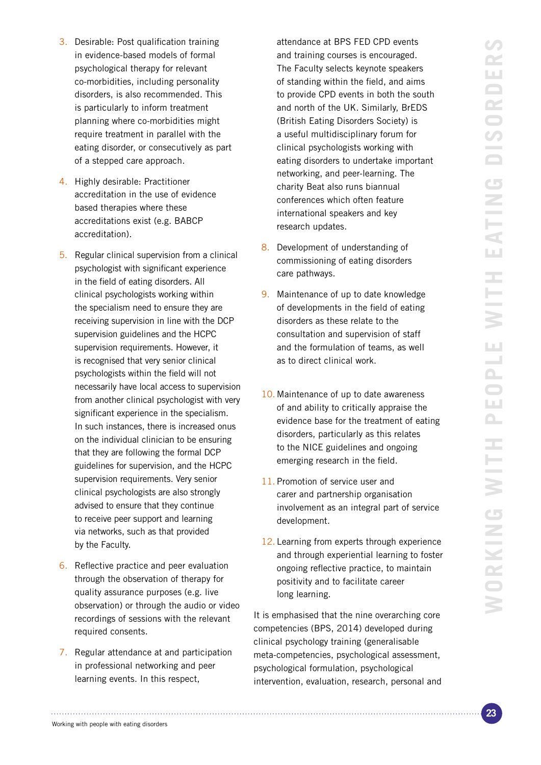3. Desirable: Post qualification training in evidence-based models of formal psychological therapy for relevant co-morbidities, including personality disorders, is also recommended. This is particularly to inform treatment planning where co-morbidities might require treatment in parallel with the eating disorder, or consecutively as part of a stepped care approach.

4. Highly desirable: Practitioner accreditation in the use of evidence based therapies where these accreditations exist (e.g. BABCP accreditation).

5. Regular clinical supervision from a clinical psychologist with significant experience in the field of eating disorders. All clinical psychologists working within the specialism need to ensure they are receiving supervision in line with the DCP supervision guidelines and the HCPC supervision requirements. However, it is recognised that very senior clinical psychologists within the field will not necessarily have local access to supervision from another clinical psychologist with very significant experience in the specialism. In such instances, there is increased onus on the individual clinician to be ensuring that they are following the formal DCP guidelines for supervision, and the HCPC supervision requirements. Very senior clinical psychologists are also strongly advised to ensure that they continue to receive peer support and learning via networks, such as that provided by the Faculty.

6. Reflective practice and peer evaluation through the observation of therapy for quality assurance purposes (e.g. live observation) or through the audio or video recordings of sessions with the relevant required consents.

7. Regular attendance at and participation in professional networking and peer learning events. In this respect, attendance at BPS FED CPD events and training courses is encouraged. The Faculty selects keynote speakers of standing within the field, and aims to provide CPD events in both the south and north of the UK. Similarly, BrEDS (British Eating Disorders Society) is a useful multidisciplinary forum for clinical psychologists working with eating disorders to undertake important networking, and peer-learning. The charity Beat also runs biannual conferences which often feature international speakers and key research updates.

8. Development of understanding of commissioning of eating disorders care pathways.

9. Maintenance of up to date knowledge of developments in the field of eating disorders as these relate to the consultation and supervision of staff and the formulation of teams, as well as to direct clinical work.

10. Maintenance of up to date awareness of and ability to critically appraise the evidence base for the treatment of eating disorders, particularly as this relates to the NICE guidelines and ongoing emerging research in the field.

11. Promotion of service user and carer and partnership organisation involvement as an integral part of service development.

12. Learning from experts through experience and through experiential learning to foster ongoing reflective practice, to maintain positivity and to facilitate career long learning.

It is emphasised that the nine overarching core competencies (BPS, 2014) developed during clinical psychology training (generalisable meta-competencies, psychological assessment, psychological formulation, psychological intervention, evaluation, research, personal and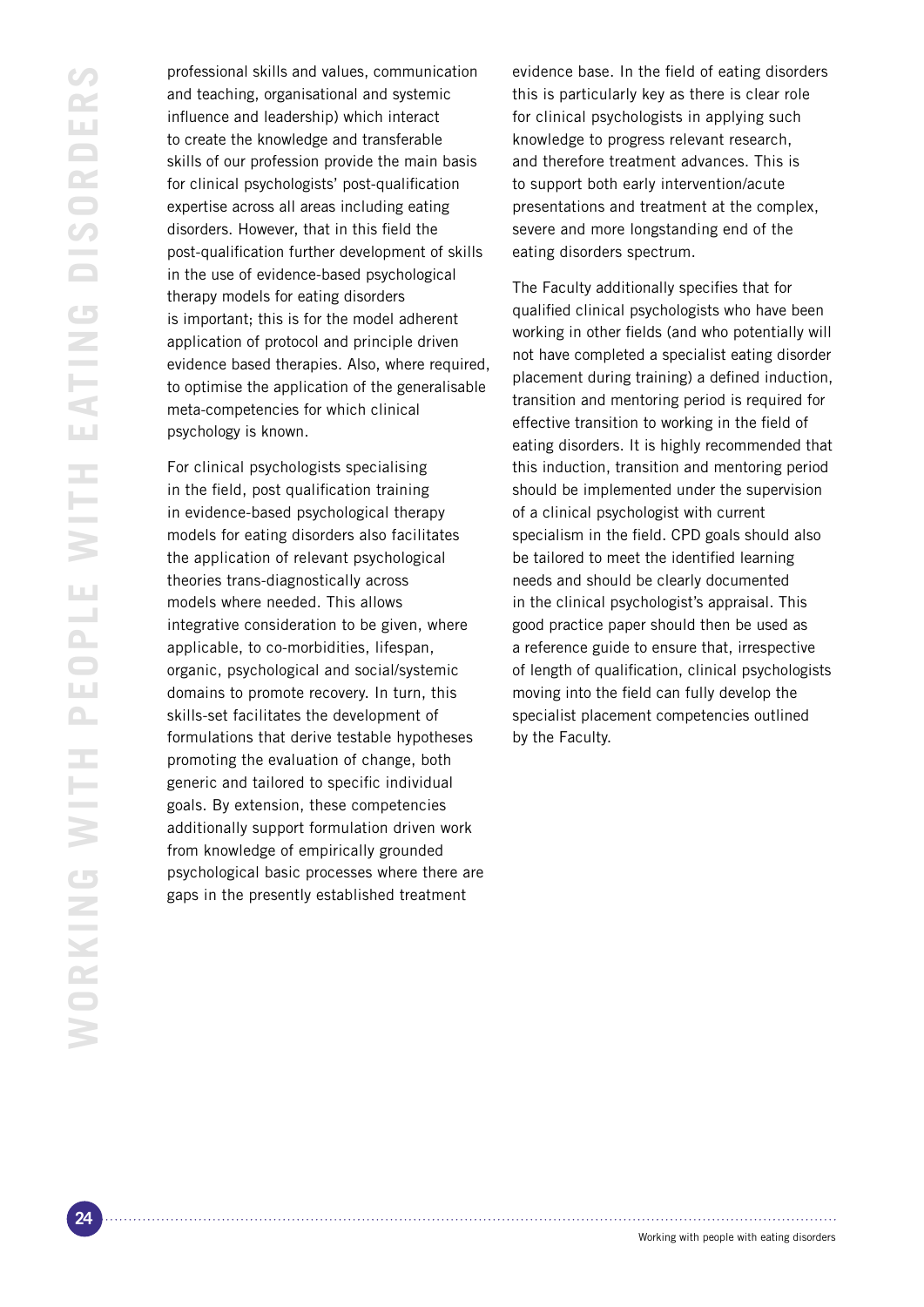professional skills and values, communication and teaching, organisational and systemic influence and leadership) which interact to create the knowledge and transferable skills of our profession provide the main basis for clinical psychologists' post-qualification expertise across all areas including eating disorders. However, that in this field the post-qualification further development of skills in the use of evidence-based psychological therapy models for eating disorders is important; this is for the model adherent application of protocol and principle driven evidence based therapies. Also, where required, to optimise the application of the generalisable meta-competencies for which clinical psychology is known.

For clinical psychologists specialising in the field, post qualification training in evidence-based psychological therapy models for eating disorders also facilitates the application of relevant psychological theories trans-diagnostically across models where needed. This allows integrative consideration to be given, where applicable, to co-morbidities, lifespan, organic, psychological and social/systemic domains to promote recovery. In turn, this skills-set facilitates the development of formulations that derive testable hypotheses promoting the evaluation of change, both generic and tailored to specific individual goals. By extension, these competencies additionally support formulation driven work from knowledge of empirically grounded psychological basic processes where there are gaps in the presently established treatment evidence base. In the field of eating disorders this is particularly key as there is clear role for clinical psychologists in applying such knowledge to progress relevant research, and therefore treatment advances. This is to support both early intervention/acute presentations and treatment at the complex, severe and more longstanding end of the eating disorders spectrum.

The Faculty additionally specifies that for qualified clinical psychologists who have been working in other fields (and who potentially will not have completed a specialist eating disorder placement during training) a defined induction, transition and mentoring period is required for effective transition to working in the field of eating disorders. It is highly recommended that this induction, transition and mentoring period should be implemented under the supervision of a clinical psychologist with current specialism in the field. CPD goals should also be tailored to meet the identified learning needs and should be clearly documented in the clinical psychologist's appraisal. This good practice paper should then be used as a reference guide to ensure that, irrespective of length of qualification, clinical psychologists moving into the field can fully develop the specialist placement competencies outlined by the Faculty.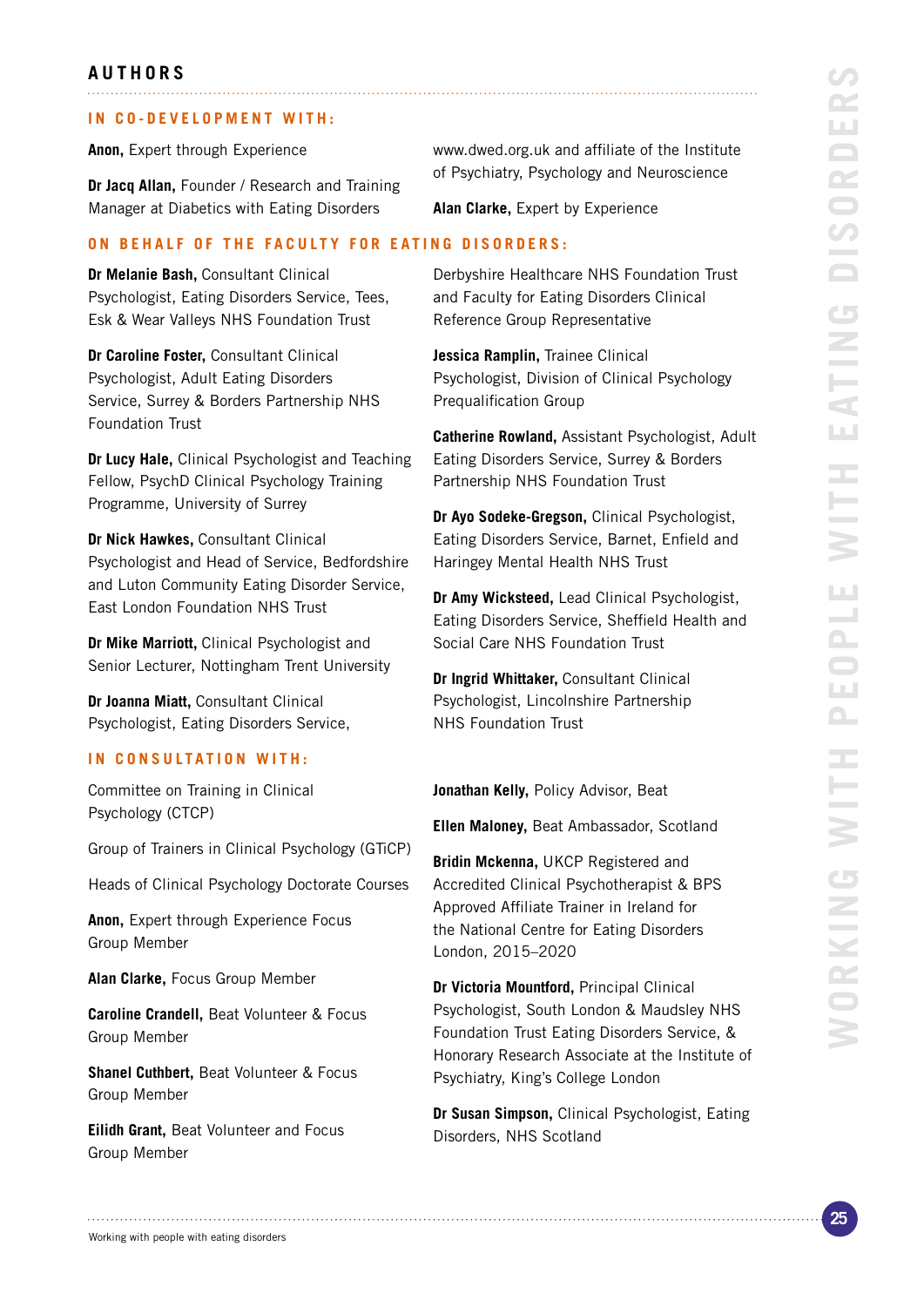## AUTHORS

### IN CO-DEVELOPMENT WITH:

**Anon,** Expert through Experience

**Dr Jacq Allan,** Founder / Research and Training Manager at Diabetics with Eating Disorders www.dwed.org.uk and affiliate of the Institute of Psychiatry, Psychology and Neuroscience

**Alan Clarke,** Expert by Experience

### ON BEHALF OF THE FACULTY FOR EATING DISORDERS:

**Dr Melanie Bash,** Consultant Clinical Psychologist, Eating Disorders Service, Tees, Esk & Wear Valleys NHS Foundation Trust

**Dr Caroline Foster,** Consultant Clinical Psychologist, Adult Eating Disorders Service, Surrey & Borders Partnership NHS Foundation Trust

**Dr Lucy Hale,** Clinical Psychologist and Teaching Fellow, PsychD Clinical Psychology Training Programme, University of Surrey

**Dr Nick Hawkes,** Consultant Clinical Psychologist and Head of Service, Bedfordshire and Luton Community Eating Disorder Service, East London Foundation NHS Trust

**Dr Mike Marriott,** Clinical Psychologist and Senior Lecturer, Nottingham Trent University

**Dr Joanna Miatt,** Consultant Clinical Psychologist, Eating Disorders Service, Derbyshire Healthcare NHS Foundation Trust and Faculty for Eating Disorders Clinical Reference Group Representative

**Jessica Ramplin,** Trainee Clinical Psychologist, Division of Clinical Psychology Prequalification Group

**Catherine Rowland,** Assistant Psychologist, Adult Eating Disorders Service, Surrey & Borders Partnership NHS Foundation Trust

**Dr Ayo Sodeke-Gregson,** Clinical Psychologist, Eating Disorders Service, Barnet, Enfield and Haringey Mental Health NHS Trust

**Dr Amy Wicksteed,** Lead Clinical Psychologist, Eating Disorders Service, Sheffield Health and Social Care NHS Foundation Trust

**Dr Ingrid Whittaker,** Consultant Clinical Psychologist, Lincolnshire Partnership NHS Foundation Trust

### IN CONSULTATION WITH:

Committee on Training in Clinical Psychology (CTCP)

Group of Trainers in Clinical Psychology (GTiCP)

Heads of Clinical Psychology Doctorate Courses

**Anon,** Expert through Experience Focus Group Member

**Alan Clarke,** Focus Group Member

**Caroline Crandell,** Beat Volunteer & Focus Group Member

**Shanel Cuthbert,** Beat Volunteer & Focus Group Member

**Eilidh Grant,** Beat Volunteer and Focus Group Member

**Jonathan Kelly,** Policy Advisor, Beat

**Ellen Maloney,** Beat Ambassador, Scotland

**Bridin Mckenna,** UKCP Registered and Accredited Clinical Psychotherapist & BPS Approved Affiliate Trainer in Ireland for the National Centre for Eating Disorders London, 2015–2020

**Dr Victoria Mountford,** Principal Clinical Psychologist, South London & Maudsley NHS Foundation Trust Eating Disorders Service, & Honorary Research Associate at the Institute of Psychiatry, King's College London

**Dr Susan Simpson,** Clinical Psychologist, Eating Disorders, NHS Scotland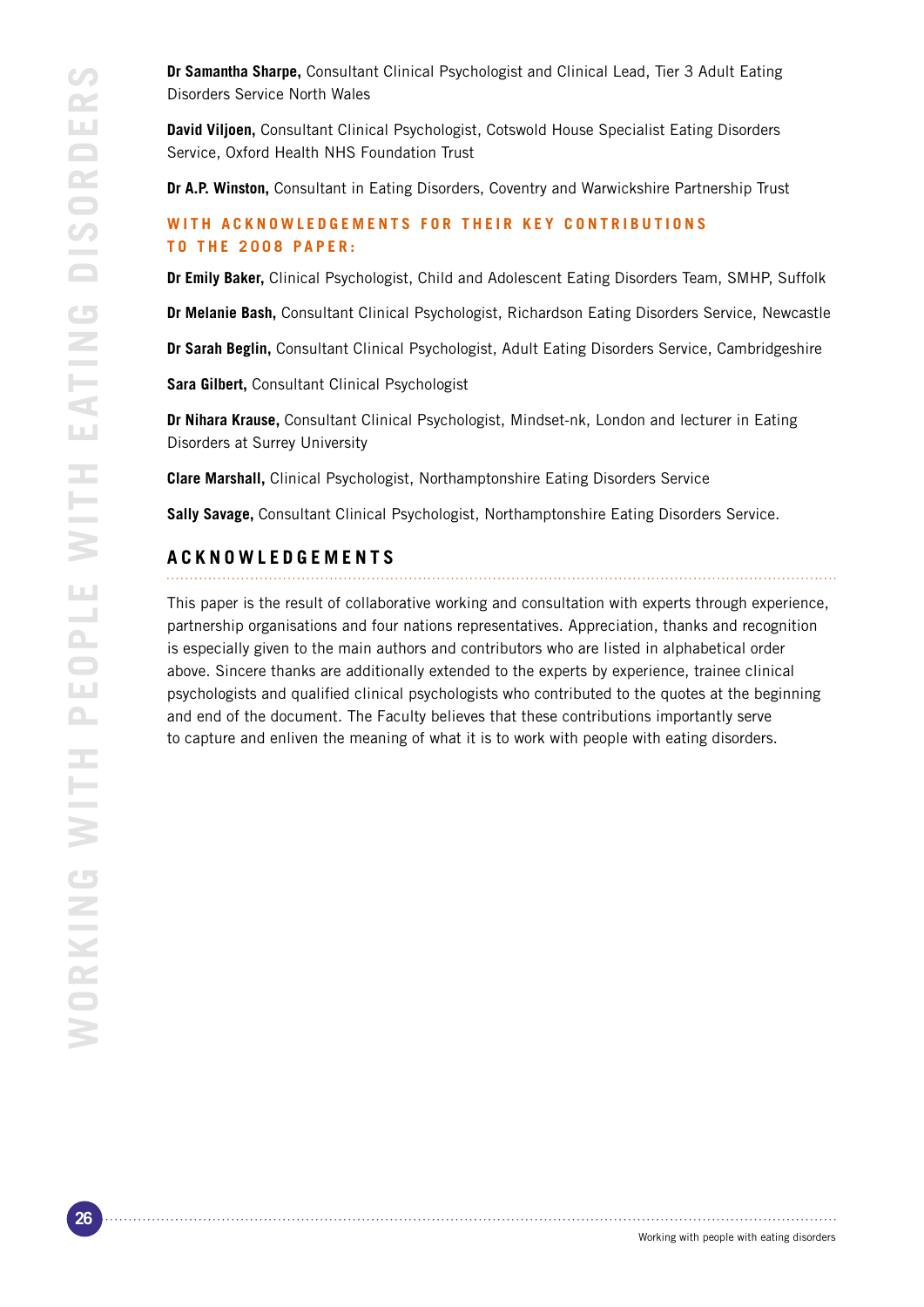**Dr Samantha Sharpe,** Consultant Clinical Psychologist and Clinical Lead, Tier 3 Adult Eating Disorders Service North Wales

**David Viljoen,** Consultant Clinical Psychologist, Cotswold House Specialist Eating Disorders Service, Oxford Health NHS Foundation Trust

**Dr A.P. Winston,** Consultant in Eating Disorders, Coventry and Warwickshire Partnership Trust

### WITH ACKNOWLEDGEMENTS FOR THEIR KEY CONTRIBUTIONS TO THE 2008 PAPER:

**Dr Emily Baker,** Clinical Psychologist, Child and Adolescent Eating Disorders Team, SMHP, Suffolk

**Dr Melanie Bash,** Consultant Clinical Psychologist, Richardson Eating Disorders Service, Newcastle

**Dr Sarah Beglin,** Consultant Clinical Psychologist, Adult Eating Disorders Service, Cambridgeshire

**Sara Gilbert,** Consultant Clinical Psychologist

**Dr Nihara Krause,** Consultant Clinical Psychologist, Mindset-nk, London and lecturer in Eating Disorders at Surrey University

**Clare Marshall,** Clinical Psychologist, Northamptonshire Eating Disorders Service

**Sally Savage,** Consultant Clinical Psychologist, Northamptonshire Eating Disorders Service.

## ACKNOWLEDGEMENTS

This paper is the result of collaborative working and consultation with experts through experience, partnership organisations and four nations representatives. Appreciation, thanks and recognition is especially given to the main authors and contributors who are listed in alphabetical order above. Sincere thanks are additionally extended to the experts by experience, trainee clinical psychologists and qualified clinical psychologists who contributed to the quotes at the beginning and end of the document. The Faculty believes that these contributions importantly serve to capture and enliven the meaning of what it is to work with people with eating disorders.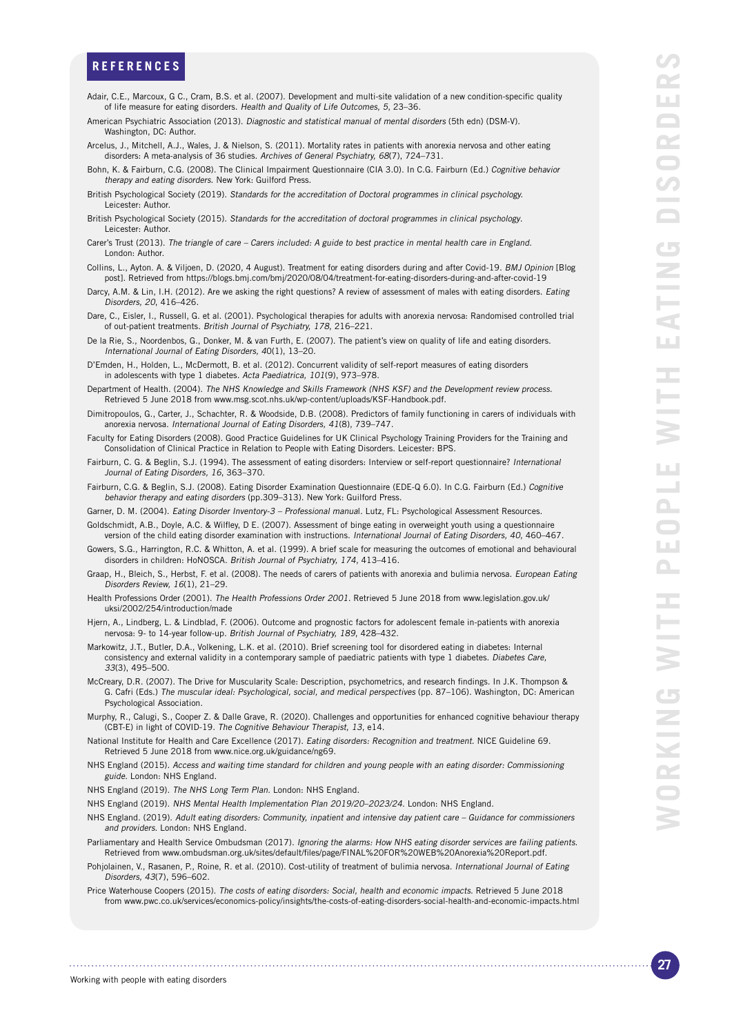## REFERENCES

Adair, C.E., Marcoux, G C., Cram, B.S. et al. (2007). Development and multi-site validation of a new condition-specific quality of life measure for eating disorders. *Health and Quality of Life Outcomes, 5*, 23–36.

American Psychiatric Association (2013). *Diagnostic and statistical manual of mental disorders* (5th edn) (DSM-V). Washington, DC: Author.

Arcelus, J., Mitchell, A.J., Wales, J. & Nielson, S. (2011). Mortality rates in patients with anorexia nervosa and other eating disorders: A meta-analysis of 36 studies. *Archives of General Psychiatry, 68*(7), 724–731.

Bohn, K. & Fairburn, C.G. (2008). The Clinical Impairment Questionnaire (CIA 3.0). In C.G. Fairburn (Ed.) *Cognitive behavior therapy and eating disorders.* New York: Guilford Press.

British Psychological Society (2019). *Standards for the accreditation of Doctoral programmes in clinical psychology.* Leicester: Author.

British Psychological Society (2015). *Standards for the accreditation of doctoral programmes in clinical psychology.* Leicester: Author.

Carer's Trust (2013). *The triangle of care – Carers included: A guide to best practice in mental health care in England.* London: Author.

Collins, L., Ayton. A. & Viljoen, D. (2020, 4 August). Treatment for eating disorders during and after Covid-19. *BMJ Opinion* [Blog post]. Retrieved from https://blogs.bmj.com/bmj/2020/08/04/treatment-for-eating-disorders-during-and-after-covid-19

Darcy, A.M. & Lin, I.H. (2012). Are we asking the right questions? A review of assessment of males with eating disorders. *Eating Disorders, 20*, 416–426.

Dare, C., Eisler, I., Russell, G. et al. (2001). Psychological therapies for adults with anorexia nervosa: Randomised controlled trial of out-patient treatments. *British Journal of Psychiatry, 178*, 216–221.

De la Rie, S., Noordenbos, G., Donker, M. & van Furth, E. (2007). The patient's view on quality of life and eating disorders. *International Journal of Eating Disorders, 40*(1), 13–20.

D'Emden, H., Holden, L., McDermott, B. et al. (2012). Concurrent validity of self-report measures of eating disorders in adolescents with type 1 diabetes. *Acta Paediatrica, 101*(9), 973–978.

Department of Health. (2004). *The NHS Knowledge and Skills Framework (NHS KSF) and the Development review process.* Retrieved 5 June 2018 from www.msg.scot.nhs.uk/wp-content/uploads/KSF-Handbook.pdf.

Dimitropoulos, G., Carter, J., Schachter, R. & Woodside, D.B. (2008). Predictors of family functioning in carers of individuals with anorexia nervosa. *International Journal of Eating Disorders, 41*(8), 739–747.

Faculty for Eating Disorders (2008). Good Practice Guidelines for UK Clinical Psychology Training Providers for the Training and Consolidation of Clinical Practice in Relation to People with Eating Disorders. Leicester: BPS.

Fairburn, C. G. & Beglin, S.J. (1994). The assessment of eating disorders: Interview or self-report questionnaire? *International Journal of Eating Disorders, 16*, 363–370.

Fairburn, C.G. & Beglin, S.J. (2008). Eating Disorder Examination Questionnaire (EDE-Q 6.0). In C.G. Fairburn (Ed.) *Cognitive behavior therapy and eating disorders* (pp.309–313). New York: Guilford Press.

Garner, D. M. (2004). *Eating Disorder Inventory-3 – Professional manual*. Lutz, FL: Psychological Assessment Resources.

Goldschmidt, A.B., Doyle, A.C. & Wilfley, D E. (2007). Assessment of binge eating in overweight youth using a questionnaire version of the child eating disorder examination with instructions. *International Journal of Eating Disorders, 40*, 460–467.

Gowers, S.G., Harrington, R.C. & Whitton, A. et al. (1999). A brief scale for measuring the outcomes of emotional and behavioural disorders in children: HoNOSCA. *British Journal of Psychiatry, 174*, 413–416.

Graap, H., Bleich, S., Herbst, F. et al. (2008). The needs of carers of patients with anorexia and bulimia nervosa. *European Eating Disorders Review, 16*(1), 21–29.

Health Professions Order (2001). *The Health Professions Order 2001.* Retrieved 5 June 2018 from www.legislation.gov.uk/uksi/2002/254/introduction/made

Hjern, A., Lindberg, L. & Lindblad, F. (2006). Outcome and prognostic factors for adolescent female in-patients with anorexia nervosa: 9- to 14-year follow-up. *British Journal of Psychiatry, 189*, 428–432.

Markowitz, J.T., Butler, D.A., Volkening, L.K. et al. (2010). Brief screening tool for disordered eating in diabetes: Internal consistency and external validity in a contemporary sample of paediatric patients with type 1 diabetes. *Diabetes Care, 33*(3), 495–500.

McCreary, D.R. (2007). The Drive for Muscularity Scale: Description, psychometrics, and research findings. In J.K. Thompson & G. Cafri (Eds.) *The muscular ideal: Psychological, social, and medical perspectives* (pp. 87–106). Washington, DC: American Psychological Association.

Murphy, R., Calugi, S., Cooper Z. & Dalle Grave, R. (2020). Challenges and opportunities for enhanced cognitive behaviour therapy (CBT-E) in light of COVID-19. *The Cognitive Behaviour Therapist, 13*, e14.

National Institute for Health and Care Excellence (2017). *Eating disorders: Recognition and treatment.* NICE Guideline 69. Retrieved 5 June 2018 from www.nice.org.uk/guidance/ng69.

NHS England (2015). *Access and waiting time standard for children and young people with an eating disorder: Commissioning guide.* London: NHS England.

NHS England (2019). *The NHS Long Term Plan.* London: NHS England.

NHS England (2019). *NHS Mental Health Implementation Plan 2019/20–2023/24.* London: NHS England.

NHS England. (2019). *Adult eating disorders: Community, inpatient and intensive day patient care – Guidance for commissioners and providers.* London: NHS England.

Parliamentary and Health Service Ombudsman (2017). *Ignoring the alarms: How NHS eating disorder services are failing patients.* Retrieved from www.ombudsman.org.uk/sites/default/files/page/FINAL%20FOR%20WEB%20Anorexia%20Report.pdf.

Pohjolainen, V., Rasanen, P., Roine, R. et al. (2010). Cost-utility of treatment of bulimia nervosa. *International Journal of Eating Disorders, 43*(7), 596–602.

Price Waterhouse Coopers (2015). *The costs of eating disorders: Social, health and economic impacts.* Retrieved 5 June 2018 from www.pwc.co.uk/services/economics-policy/insights/the-costs-of-eating-disorders-social-health-and-economic-impacts.html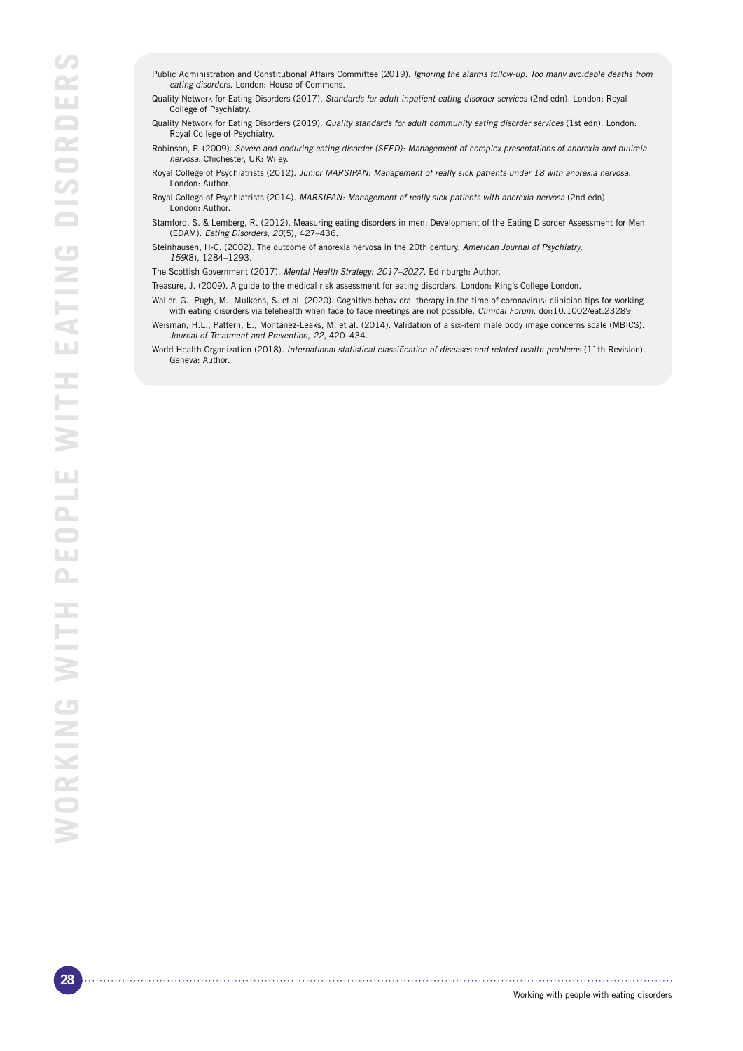Public Administration and Constitutional Affairs Committee (2019). *Ignoring the alarms follow-up: Too many avoidable deaths from eating disorders.* London: House of Commons.

Quality Network for Eating Disorders (2017). *Standards for adult inpatient eating disorder services* (2nd edn). London: Royal College of Psychiatry.

Quality Network for Eating Disorders (2019). *Quality standards for adult community eating disorder services* (1st edn). London: Royal College of Psychiatry.

Robinson, P. (2009). *Severe and enduring eating disorder (SEED): Management of complex presentations of anorexia and bulimia nervosa.* Chichester, UK: Wiley.

Royal College of Psychiatrists (2012). *Junior MARSIPAN: Management of really sick patients under 18 with anorexia nervosa.* London: Author.

Royal College of Psychiatrists (2014). *MARSIPAN: Management of really sick patients with anorexia nervosa* (2nd edn). London: Author.

Stamford, S. & Lemberg, R. (2012). Measuring eating disorders in men: Development of the Eating Disorder Assessment for Men (EDAM). *Eating Disorders, 20*(5), 427–436.

Steinhausen, H-C. (2002). The outcome of anorexia nervosa in the 20th century. *American Journal of Psychiatry, 159*(8), 1284–1293.

The Scottish Government (2017). *Mental Health Strategy: 2017–2027.* Edinburgh: Author.

Treasure, J. (2009). A guide to the medical risk assessment for eating disorders. London: King's College London.

Waller, G., Pugh, M., Mulkens, S. et al. (2020). Cognitive-behavioral therapy in the time of coronavirus: clinician tips for working with eating disorders via telehealth when face to face meetings are not possible. *Clinical Forum.* doi:10.1002/eat.23289

Weisman, H.L., Pattern, E., Montanez-Leaks, M. et al. (2014). Validation of a six-item male body image concerns scale (MBICS). *Journal of Treatment and Prevention, 22*, 420–434.

World Health Organization (2018). *International statistical classification of diseases and related health problems* (11th Revision). Geneva: Author.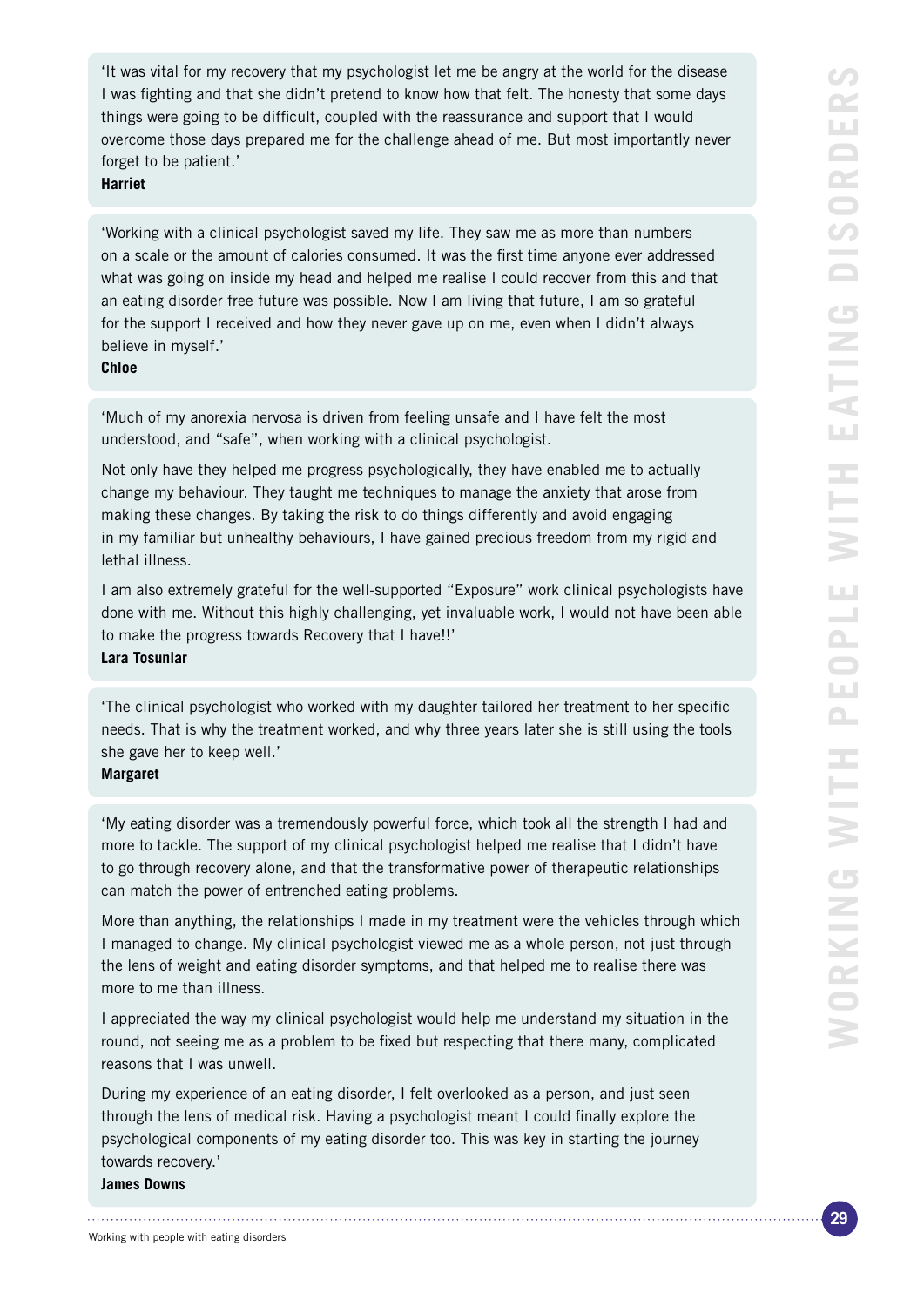'It was vital for my recovery that my psychologist let me be angry at the world for the disease I was fighting and that she didn't pretend to know how that felt. The honesty that some days things were going to be difficult, coupled with the reassurance and support that I would overcome those days prepared me for the challenge ahead of me. But most importantly never forget to be patient.'
**Harriet**

'Working with a clinical psychologist saved my life. They saw me as more than numbers on a scale or the amount of calories consumed. It was the first time anyone ever addressed what was going on inside my head and helped me realise I could recover from this and that an eating disorder free future was possible. Now I am living that future, I am so grateful for the support I received and how they never gave up on me, even when I didn't always believe in myself.'
**Chloe**

'Much of my anorexia nervosa is driven from feeling unsafe and I have felt the most understood, and "safe", when working with a clinical psychologist.

Not only have they helped me progress psychologically, they have enabled me to actually change my behaviour. They taught me techniques to manage the anxiety that arose from making these changes. By taking the risk to do things differently and avoid engaging in my familiar but unhealthy behaviours, I have gained precious freedom from my rigid and lethal illness.

I am also extremely grateful for the well-supported "Exposure" work clinical psychologists have done with me. Without this highly challenging, yet invaluable work, I would not have been able to make the progress towards Recovery that I have!!'
**Lara Tosunlar**

'The clinical psychologist who worked with my daughter tailored her treatment to her specific needs. That is why the treatment worked, and why three years later she is still using the tools she gave her to keep well.'
**Margaret**

'My eating disorder was a tremendously powerful force, which took all the strength I had and more to tackle. The support of my clinical psychologist helped me realise that I didn't have to go through recovery alone, and that the transformative power of therapeutic relationships can match the power of entrenched eating problems.

More than anything, the relationships I made in my treatment were the vehicles through which I managed to change. My clinical psychologist viewed me as a whole person, not just through the lens of weight and eating disorder symptoms, and that helped me to realise there was more to me than illness.

I appreciated the way my clinical psychologist would help me understand my situation in the round, not seeing me as a problem to be fixed but respecting that there many, complicated reasons that I was unwell.

During my experience of an eating disorder, I felt overlooked as a person, and just seen through the lens of medical risk. Having a psychologist meant I could finally explore the psychological components of my eating disorder too. This was key in starting the journey towards recovery.'
**James Downs**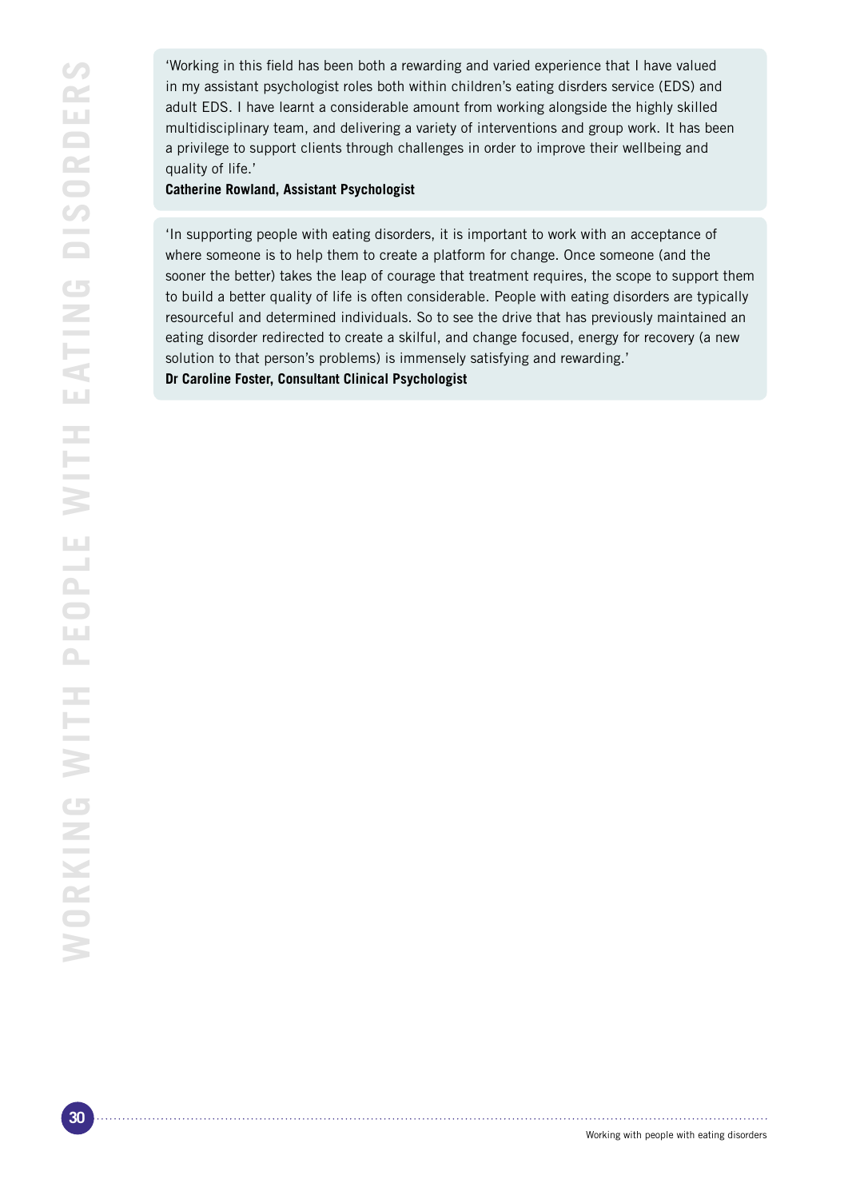'Working in this field has been both a rewarding and varied experience that I have valued in my assistant psychologist roles both within children's eating disrders service (EDS) and adult EDS. I have learnt a considerable amount from working alongside the highly skilled multidisciplinary team, and delivering a variety of interventions and group work. It has been a privilege to support clients through challenges in order to improve their wellbeing and quality of life.'

**Catherine Rowland, Assistant Psychologist**

'In supporting people with eating disorders, it is important to work with an acceptance of where someone is to help them to create a platform for change. Once someone (and the sooner the better) takes the leap of courage that treatment requires, the scope to support them to build a better quality of life is often considerable. People with eating disorders are typically resourceful and determined individuals. So to see the drive that has previously maintained an eating disorder redirected to create a skilful, and change focused, energy for recovery (a new solution to that person's problems) is immensely satisfying and rewarding.'

**Dr Caroline Foster, Consultant Clinical Psychologist**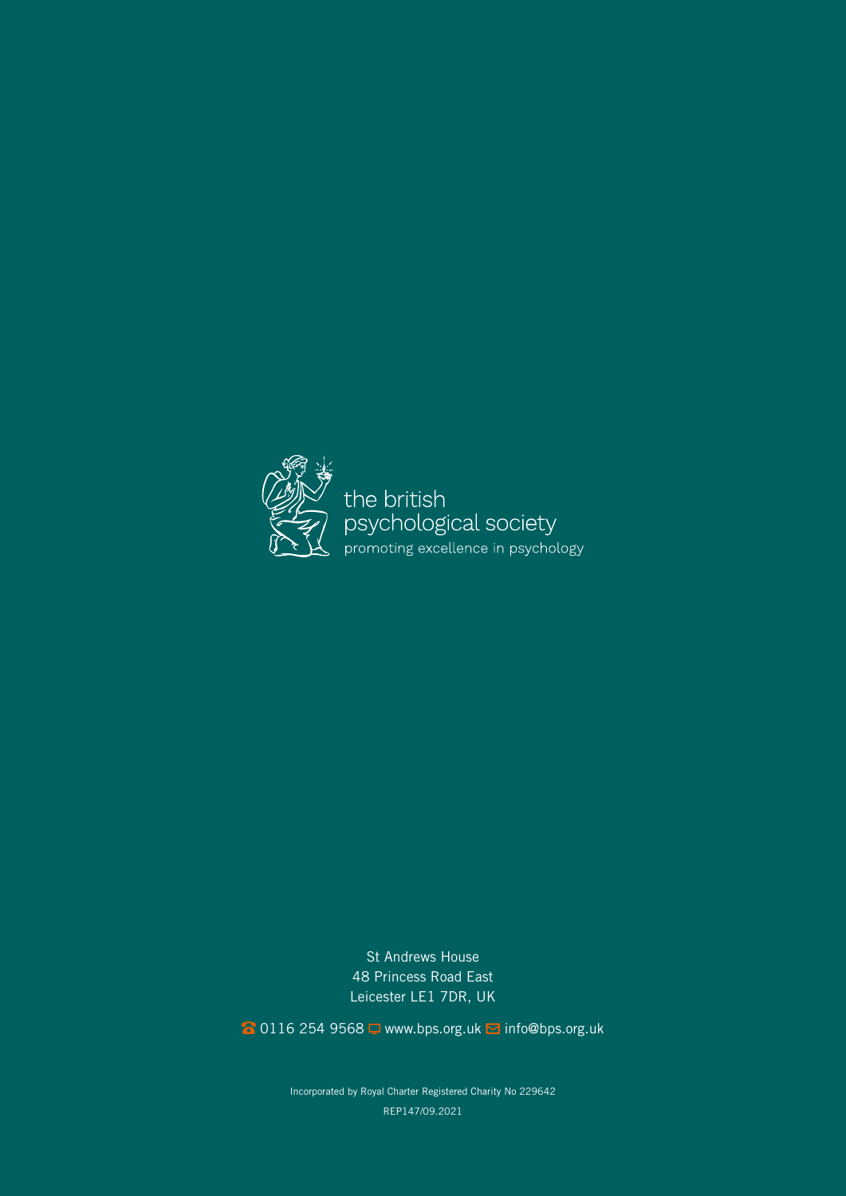the british psychological society
promoting excellence in psychology

St Andrews House
48 Princess Road East
Leicester LE1 7DR, UK

0116 254 9568 www.bps.org.uk info@bps.org.uk

Incorporated by Royal Charter Registered Charity No 229642

REP147/09.2021